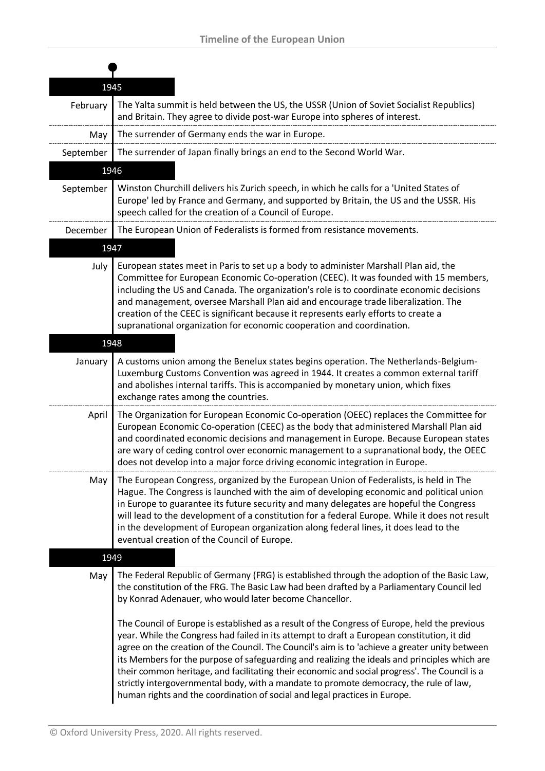# Timeline of the European Union

## 1945

**February** — The Yalta summit is held between the US, the USSR (Union of Soviet Socialist Republics) and Britain. They agree to divide post-war Europe into spheres of interest.

**May** — The surrender of Germany ends the war in Europe.

**September** — The surrender of Japan finally brings an end to the Second World War.

## 1946

**September** — Winston Churchill delivers his Zurich speech, in which he calls for a 'United States of Europe' led by France and Germany, and supported by Britain, the US and the USSR. His speech called for the creation of a Council of Europe.

**December** — The European Union of Federalists is formed from resistance movements.

## 1947

**July** — European states meet in Paris to set up a body to administer Marshall Plan aid, the Committee for European Economic Co-operation (CEEC). It was founded with 15 members, including the US and Canada. The organization's role is to coordinate economic decisions and management, oversee Marshall Plan aid and encourage trade liberalization. The creation of the CEEC is significant because it represents early efforts to create a supranational organization for economic cooperation and coordination.

## 1948

**January** — A customs union among the Benelux states begins operation. The Netherlands-Belgium-Luxemburg Customs Convention was agreed in 1944. It creates a common external tariff and abolishes internal tariffs. This is accompanied by monetary union, which fixes exchange rates among the countries.

**April** — The Organization for European Economic Co-operation (OEEC) replaces the Committee for European Economic Co-operation (CEEC) as the body that administered Marshall Plan aid and coordinated economic decisions and management in Europe. Because European states are wary of ceding control over economic management to a supranational body, the OEEC does not develop into a major force driving economic integration in Europe.

**May** — The European Congress, organized by the European Union of Federalists, is held in The Hague. The Congress is launched with the aim of developing economic and political union in Europe to guarantee its future security and many delegates are hopeful the Congress will lead to the development of a constitution for a federal Europe. While it does not result in the development of European organization along federal lines, it does lead to the eventual creation of the Council of Europe.

## 1949

**May** — The Federal Republic of Germany (FRG) is established through the adoption of the Basic Law, the constitution of the FRG. The Basic Law had been drafted by a Parliamentary Council led by Konrad Adenauer, who would later become Chancellor.

The Council of Europe is established as a result of the Congress of Europe, held the previous year. While the Congress had failed in its attempt to draft a European constitution, it did agree on the creation of the Council. The Council's aim is to 'achieve a greater unity between its Members for the purpose of safeguarding and realizing the ideals and principles which are their common heritage, and facilitating their economic and social progress'. The Council is a strictly intergovernmental body, with a mandate to promote democracy, the rule of law, human rights and the coordination of social and legal practices in Europe.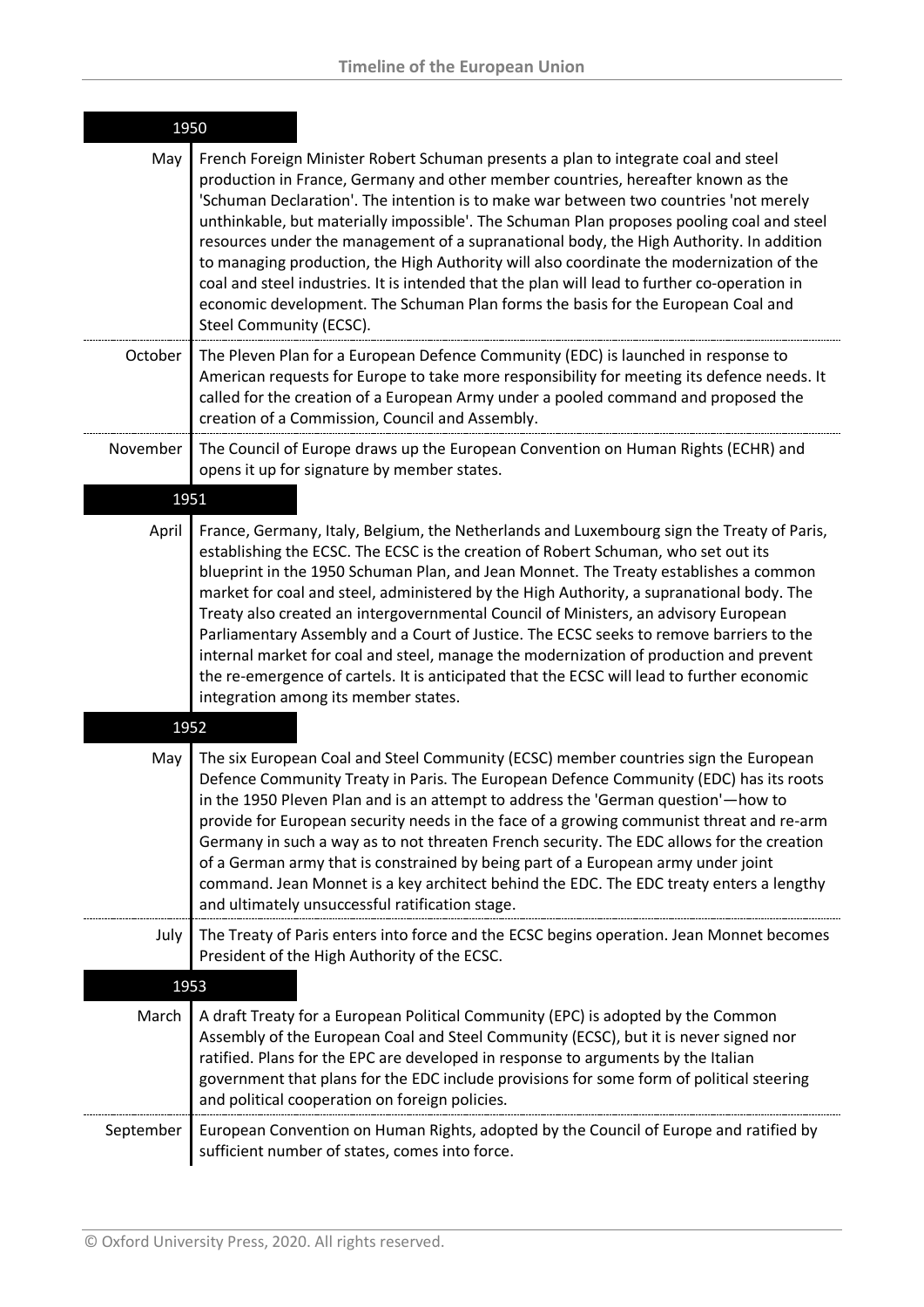## 1950

| | |
|---|---|
| May | French Foreign Minister Robert Schuman presents a plan to integrate coal and steel production in France, Germany and other member countries, hereafter known as the 'Schuman Declaration'. The intention is to make war between two countries 'not merely unthinkable, but materially impossible'. The Schuman Plan proposes pooling coal and steel resources under the management of a supranational body, the High Authority. In addition to managing production, the High Authority will also coordinate the modernization of the coal and steel industries. It is intended that the plan will lead to further co-operation in economic development. The Schuman Plan forms the basis for the European Coal and Steel Community (ECSC). |
| October | The Pleven Plan for a European Defence Community (EDC) is launched in response to American requests for Europe to take more responsibility for meeting its defence needs. It called for the creation of a European Army under a pooled command and proposed the creation of a Commission, Council and Assembly. |
| November | The Council of Europe draws up the European Convention on Human Rights (ECHR) and opens it up for signature by member states. |

## 1951

| | |
|---|---|
| April | France, Germany, Italy, Belgium, the Netherlands and Luxembourg sign the Treaty of Paris, establishing the ECSC. The ECSC is the creation of Robert Schuman, who set out its blueprint in the 1950 Schuman Plan, and Jean Monnet. The Treaty establishes a common market for coal and steel, administered by the High Authority, a supranational body. The Treaty also created an intergovernmental Council of Ministers, an advisory European Parliamentary Assembly and a Court of Justice. The ECSC seeks to remove barriers to the internal market for coal and steel, manage the modernization of production and prevent the re-emergence of cartels. It is anticipated that the ECSC will lead to further economic integration among its member states. |

## 1952

| | |
|---|---|
| May | The six European Coal and Steel Community (ECSC) member countries sign the European Defence Community Treaty in Paris. The European Defence Community (EDC) has its roots in the 1950 Pleven Plan and is an attempt to address the 'German question'—how to provide for European security needs in the face of a growing communist threat and re-arm Germany in such a way as to not threaten French security. The EDC allows for the creation of a German army that is constrained by being part of a European army under joint command. Jean Monnet is a key architect behind the EDC. The EDC treaty enters a lengthy and ultimately unsuccessful ratification stage. |
| July | The Treaty of Paris enters into force and the ECSC begins operation. Jean Monnet becomes President of the High Authority of the ECSC. |

## 1953

| | |
|---|---|
| March | A draft Treaty for a European Political Community (EPC) is adopted by the Common Assembly of the European Coal and Steel Community (ECSC), but it is never signed nor ratified. Plans for the EPC are developed in response to arguments by the Italian government that plans for the EDC include provisions for some form of political steering and political cooperation on foreign policies. |
| September | European Convention on Human Rights, adopted by the Council of Europe and ratified by sufficient number of states, comes into force. |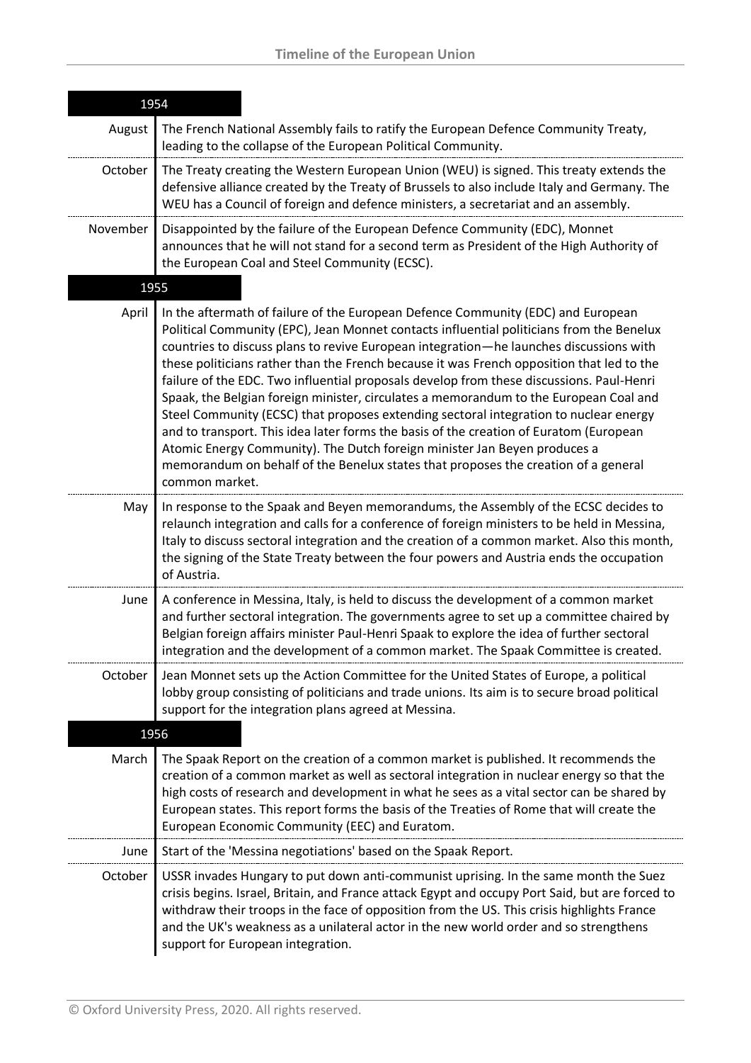## 1954

| Month | Event |
|---|---|
| August | The French National Assembly fails to ratify the European Defence Community Treaty, leading to the collapse of the European Political Community. |
| October | The Treaty creating the Western European Union (WEU) is signed. This treaty extends the defensive alliance created by the Treaty of Brussels to also include Italy and Germany. The WEU has a Council of foreign and defence ministers, a secretariat and an assembly. |
| November | Disappointed by the failure of the European Defence Community (EDC), Monnet announces that he will not stand for a second term as President of the High Authority of the European Coal and Steel Community (ECSC). |

## 1955

| Month | Event |
|---|---|
| April | In the aftermath of failure of the European Defence Community (EDC) and European Political Community (EPC), Jean Monnet contacts influential politicians from the Benelux countries to discuss plans to revive European integration—he launches discussions with these politicians rather than the French because it was French opposition that led to the failure of the EDC. Two influential proposals develop from these discussions. Paul-Henri Spaak, the Belgian foreign minister, circulates a memorandum to the European Coal and Steel Community (ECSC) that proposes extending sectoral integration to nuclear energy and to transport. This idea later forms the basis of the creation of Euratom (European Atomic Energy Community). The Dutch foreign minister Jan Beyen produces a memorandum on behalf of the Benelux states that proposes the creation of a general common market. |
| May | In response to the Spaak and Beyen memorandums, the Assembly of the ECSC decides to relaunch integration and calls for a conference of foreign ministers to be held in Messina, Italy to discuss sectoral integration and the creation of a common market. Also this month, the signing of the State Treaty between the four powers and Austria ends the occupation of Austria. |
| June | A conference in Messina, Italy, is held to discuss the development of a common market and further sectoral integration. The governments agree to set up a committee chaired by Belgian foreign affairs minister Paul-Henri Spaak to explore the idea of further sectoral integration and the development of a common market. The Spaak Committee is created. |
| October | Jean Monnet sets up the Action Committee for the United States of Europe, a political lobby group consisting of politicians and trade unions. Its aim is to secure broad political support for the integration plans agreed at Messina. |

## 1956

| Month | Event |
|---|---|
| March | The Spaak Report on the creation of a common market is published. It recommends the creation of a common market as well as sectoral integration in nuclear energy so that the high costs of research and development in what he sees as a vital sector can be shared by European states. This report forms the basis of the Treaties of Rome that will create the European Economic Community (EEC) and Euratom. |
| June | Start of the 'Messina negotiations' based on the Spaak Report. |
| October | USSR invades Hungary to put down anti-communist uprising. In the same month the Suez crisis begins. Israel, Britain, and France attack Egypt and occupy Port Said, but are forced to withdraw their troops in the face of opposition from the US. This crisis highlights France and the UK's weakness as a unilateral actor in the new world order and so strengthens support for European integration. |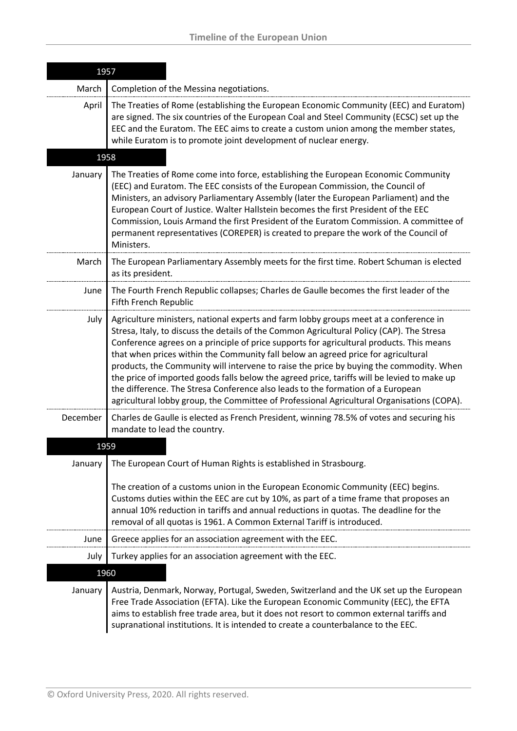## 1957

| | |
|---|---|
| March | Completion of the Messina negotiations. |
| April | The Treaties of Rome (establishing the European Economic Community (EEC) and Euratom) are signed. The six countries of the European Coal and Steel Community (ECSC) set up the EEC and the Euratom. The EEC aims to create a custom union among the member states, while Euratom is to promote joint development of nuclear energy. |

## 1958

| | |
|---|---|
| January | The Treaties of Rome come into force, establishing the European Economic Community (EEC) and Euratom. The EEC consists of the European Commission, the Council of Ministers, an advisory Parliamentary Assembly (later the European Parliament) and the European Court of Justice. Walter Hallstein becomes the first President of the EEC Commission, Louis Armand the first President of the Euratom Commission. A committee of permanent representatives (COREPER) is created to prepare the work of the Council of Ministers. |
| March | The European Parliamentary Assembly meets for the first time. Robert Schuman is elected as its president. |
| June | The Fourth French Republic collapses; Charles de Gaulle becomes the first leader of the Fifth French Republic |
| July | Agriculture ministers, national experts and farm lobby groups meet at a conference in Stresa, Italy, to discuss the details of the Common Agricultural Policy (CAP). The Stresa Conference agrees on a principle of price supports for agricultural products. This means that when prices within the Community fall below an agreed price for agricultural products, the Community will intervene to raise the price by buying the commodity. When the price of imported goods falls below the agreed price, tariffs will be levied to make up the difference. The Stresa Conference also leads to the formation of a European agricultural lobby group, the Committee of Professional Agricultural Organisations (COPA). |
| December | Charles de Gaulle is elected as French President, winning 78.5% of votes and securing his mandate to lead the country. |

## 1959

| | |
|---|---|
| January | The European Court of Human Rights is established in Strasbourg.<br><br>The creation of a customs union in the European Economic Community (EEC) begins. Customs duties within the EEC are cut by 10%, as part of a time frame that proposes an annual 10% reduction in tariffs and annual reductions in quotas. The deadline for the removal of all quotas is 1961. A Common External Tariff is introduced. |
| June | Greece applies for an association agreement with the EEC. |
| July | Turkey applies for an association agreement with the EEC. |

## 1960

| | |
|---|---|
| January | Austria, Denmark, Norway, Portugal, Sweden, Switzerland and the UK set up the European Free Trade Association (EFTA). Like the European Economic Community (EEC), the EFTA aims to establish free trade area, but it does not resort to common external tariffs and supranational institutions. It is intended to create a counterbalance to the EEC. |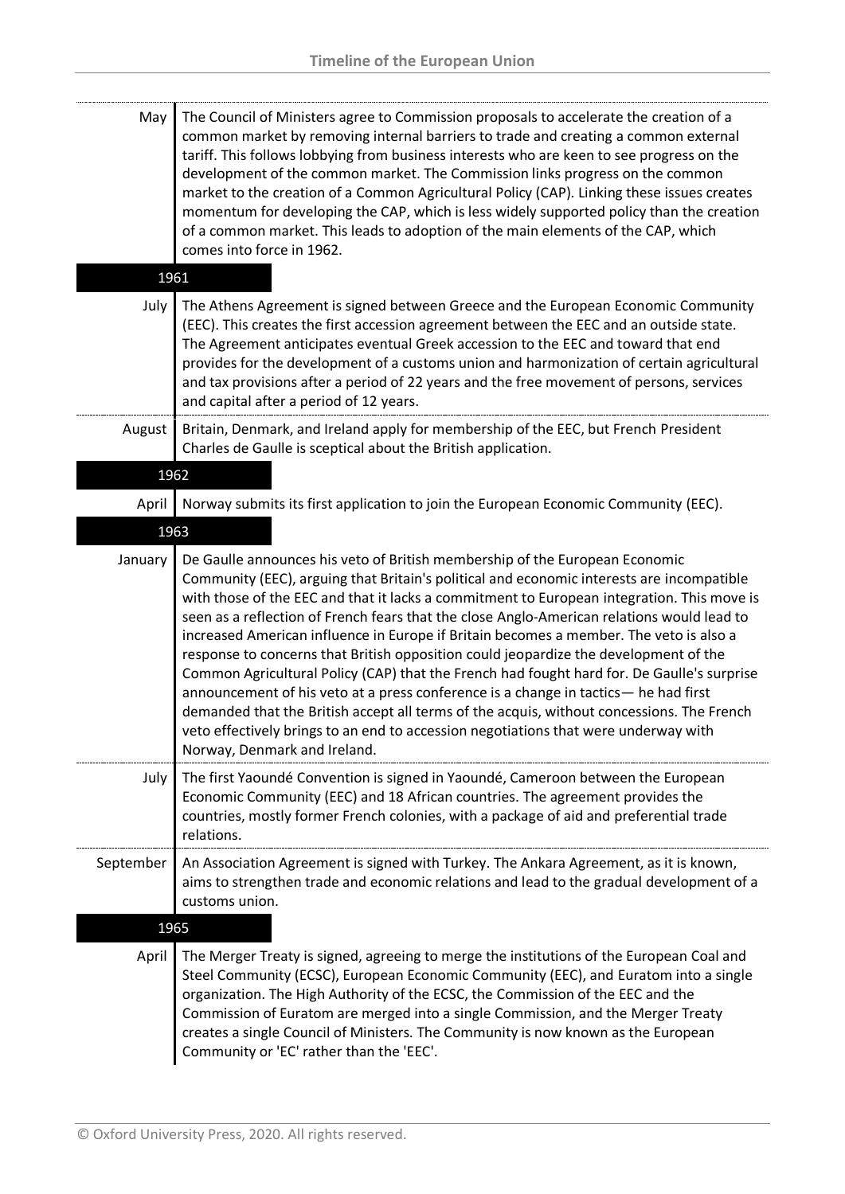**May** The Council of Ministers agree to Commission proposals to accelerate the creation of a common market by removing internal barriers to trade and creating a common external tariff. This follows lobbying from business interests who are keen to see progress on the development of the common market. The Commission links progress on the common market to the creation of a Common Agricultural Policy (CAP). Linking these issues creates momentum for developing the CAP, which is less widely supported policy than the creation of a common market. This leads to adoption of the main elements of the CAP, which comes into force in 1962.

## 1961

**July** The Athens Agreement is signed between Greece and the European Economic Community (EEC). This creates the first accession agreement between the EEC and an outside state. The Agreement anticipates eventual Greek accession to the EEC and toward that end provides for the development of a customs union and harmonization of certain agricultural and tax provisions after a period of 22 years and the free movement of persons, services and capital after a period of 12 years.

**August** Britain, Denmark, and Ireland apply for membership of the EEC, but French President Charles de Gaulle is sceptical about the British application.

## 1962

**April** Norway submits its first application to join the European Economic Community (EEC).

## 1963

**January** De Gaulle announces his veto of British membership of the European Economic Community (EEC), arguing that Britain's political and economic interests are incompatible with those of the EEC and that it lacks a commitment to European integration. This move is seen as a reflection of French fears that the close Anglo-American relations would lead to increased American influence in Europe if Britain becomes a member. The veto is also a response to concerns that British opposition could jeopardize the development of the Common Agricultural Policy (CAP) that the French had fought hard for. De Gaulle's surprise announcement of his veto at a press conference is a change in tactics— he had first demanded that the British accept all terms of the acquis, without concessions. The French veto effectively brings to an end to accession negotiations that were underway with Norway, Denmark and Ireland.

**July** The first Yaoundé Convention is signed in Yaoundé, Cameroon between the European Economic Community (EEC) and 18 African countries. The agreement provides the countries, mostly former French colonies, with a package of aid and preferential trade relations.

**September** An Association Agreement is signed with Turkey. The Ankara Agreement, as it is known, aims to strengthen trade and economic relations and lead to the gradual development of a customs union.

## 1965

**April** The Merger Treaty is signed, agreeing to merge the institutions of the European Coal and Steel Community (ECSC), European Economic Community (EEC), and Euratom into a single organization. The High Authority of the ECSC, the Commission of the EEC and the Commission of Euratom are merged into a single Commission, and the Merger Treaty creates a single Council of Ministers. The Community is now known as the European Community or 'EC' rather than the 'EEC'.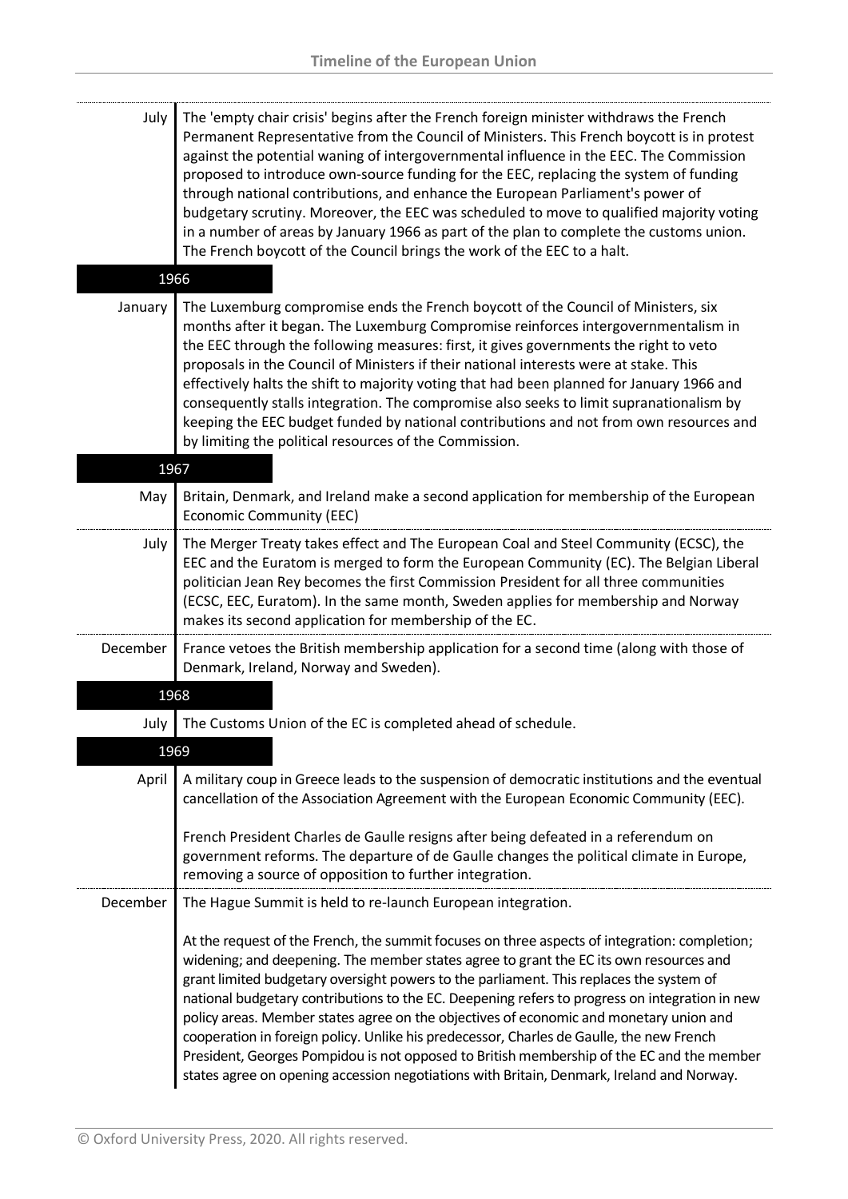**July** The 'empty chair crisis' begins after the French foreign minister withdraws the French Permanent Representative from the Council of Ministers. This French boycott is in protest against the potential waning of intergovernmental influence in the EEC. The Commission proposed to introduce own-source funding for the EEC, replacing the system of funding through national contributions, and enhance the European Parliament's power of budgetary scrutiny. Moreover, the EEC was scheduled to move to qualified majority voting in a number of areas by January 1966 as part of the plan to complete the customs union. The French boycott of the Council brings the work of the EEC to a halt.

## 1966

**January** The Luxemburg compromise ends the French boycott of the Council of Ministers, six months after it began. The Luxemburg Compromise reinforces intergovernmentalism in the EEC through the following measures: first, it gives governments the right to veto proposals in the Council of Ministers if their national interests were at stake. This effectively halts the shift to majority voting that had been planned for January 1966 and consequently stalls integration. The compromise also seeks to limit supranationalism by keeping the EEC budget funded by national contributions and not from own resources and by limiting the political resources of the Commission.

## 1967

**May** Britain, Denmark, and Ireland make a second application for membership of the European Economic Community (EEC)

**July** The Merger Treaty takes effect and The European Coal and Steel Community (ECSC), the EEC and the Euratom is merged to form the European Community (EC). The Belgian Liberal politician Jean Rey becomes the first Commission President for all three communities (ECSC, EEC, Euratom). In the same month, Sweden applies for membership and Norway makes its second application for membership of the EC.

**December** France vetoes the British membership application for a second time (along with those of Denmark, Ireland, Norway and Sweden).

## 1968

**July** The Customs Union of the EC is completed ahead of schedule.

## 1969

**April** A military coup in Greece leads to the suspension of democratic institutions and the eventual cancellation of the Association Agreement with the European Economic Community (EEC).

French President Charles de Gaulle resigns after being defeated in a referendum on government reforms. The departure of de Gaulle changes the political climate in Europe, removing a source of opposition to further integration.

**December** The Hague Summit is held to re-launch European integration.

At the request of the French, the summit focuses on three aspects of integration: completion; widening; and deepening. The member states agree to grant the EC its own resources and grant limited budgetary oversight powers to the parliament. This replaces the system of national budgetary contributions to the EC. Deepening refers to progress on integration in new policy areas. Member states agree on the objectives of economic and monetary union and cooperation in foreign policy. Unlike his predecessor, Charles de Gaulle, the new French President, Georges Pompidou is not opposed to British membership of the EC and the member states agree on opening accession negotiations with Britain, Denmark, Ireland and Norway.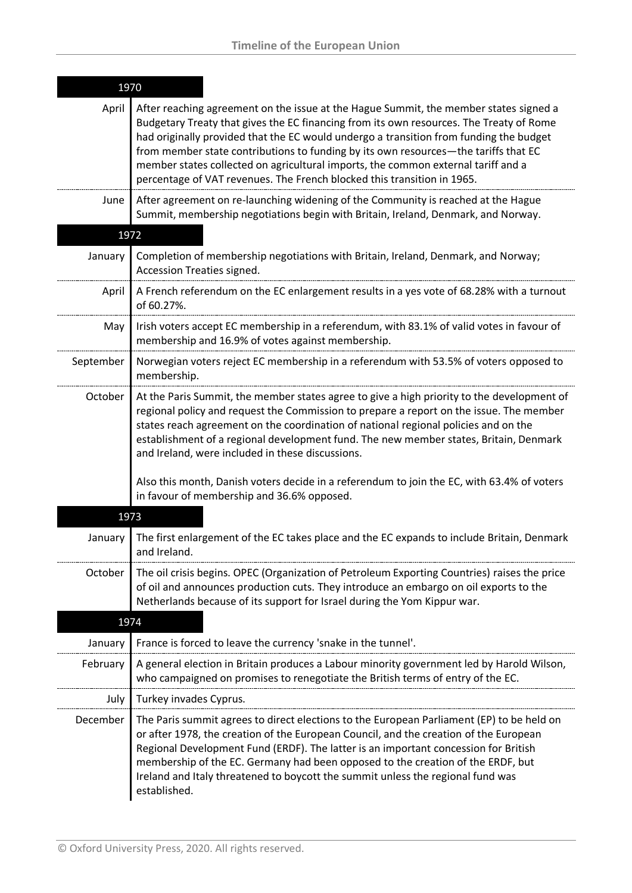## 1970

| Month | Event |
|---|---|
| April | After reaching agreement on the issue at the Hague Summit, the member states signed a Budgetary Treaty that gives the EC financing from its own resources. The Treaty of Rome had originally provided that the EC would undergo a transition from funding the budget from member state contributions to funding by its own resources—the tariffs that EC member states collected on agricultural imports, the common external tariff and a percentage of VAT revenues. The French blocked this transition in 1965. |
| June | After agreement on re-launching widening of the Community is reached at the Hague Summit, membership negotiations begin with Britain, Ireland, Denmark, and Norway. |

## 1972

| Month | Event |
|---|---|
| January | Completion of membership negotiations with Britain, Ireland, Denmark, and Norway; Accession Treaties signed. |
| April | A French referendum on the EC enlargement results in a yes vote of 68.28% with a turnout of 60.27%. |
| May | Irish voters accept EC membership in a referendum, with 83.1% of valid votes in favour of membership and 16.9% of votes against membership. |
| September | Norwegian voters reject EC membership in a referendum with 53.5% of voters opposed to membership. |
| October | At the Paris Summit, the member states agree to give a high priority to the development of regional policy and request the Commission to prepare a report on the issue. The member states reach agreement on the coordination of national regional policies and on the establishment of a regional development fund. The new member states, Britain, Denmark and Ireland, were included in these discussions.<br><br>Also this month, Danish voters decide in a referendum to join the EC, with 63.4% of voters in favour of membership and 36.6% opposed. |

## 1973

| Month | Event |
|---|---|
| January | The first enlargement of the EC takes place and the EC expands to include Britain, Denmark and Ireland. |
| October | The oil crisis begins. OPEC (Organization of Petroleum Exporting Countries) raises the price of oil and announces production cuts. They introduce an embargo on oil exports to the Netherlands because of its support for Israel during the Yom Kippur war. |

## 1974

| Month | Event |
|---|---|
| January | France is forced to leave the currency 'snake in the tunnel'. |
| February | A general election in Britain produces a Labour minority government led by Harold Wilson, who campaigned on promises to renegotiate the British terms of entry of the EC. |
| July | Turkey invades Cyprus. |
| December | The Paris summit agrees to direct elections to the European Parliament (EP) to be held on or after 1978, the creation of the European Council, and the creation of the European Regional Development Fund (ERDF). The latter is an important concession for British membership of the EC. Germany had been opposed to the creation of the ERDF, but Ireland and Italy threatened to boycott the summit unless the regional fund was established. |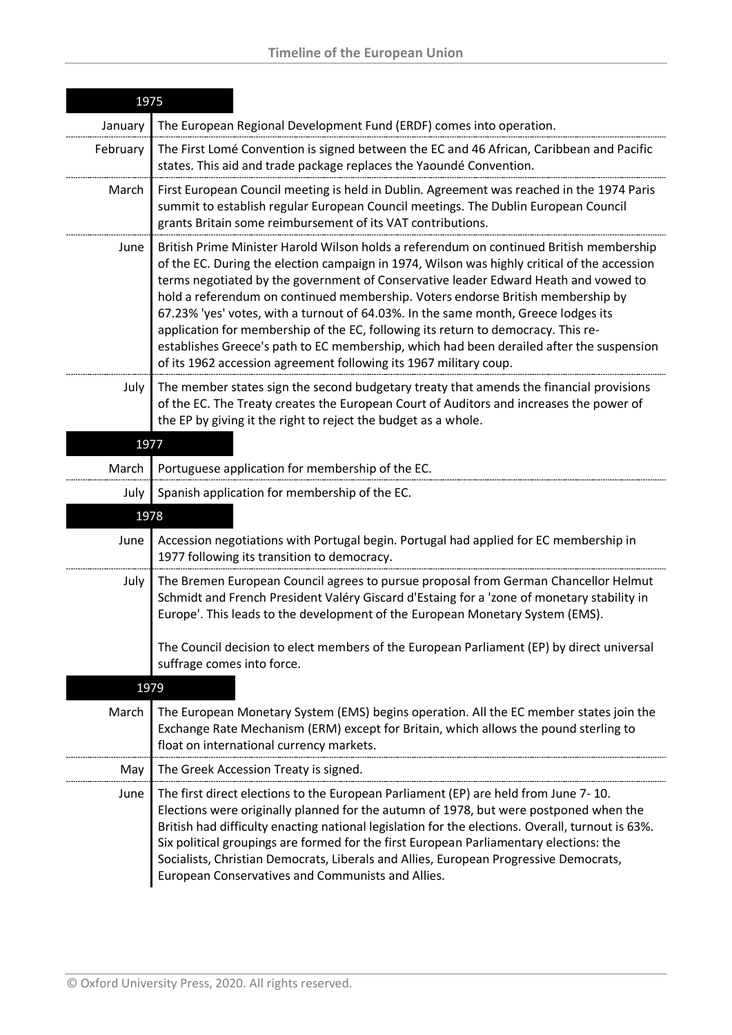| 1975 | |
|---|---|
| January | The European Regional Development Fund (ERDF) comes into operation. |
| February | The First Lomé Convention is signed between the EC and 46 African, Caribbean and Pacific states. This aid and trade package replaces the Yaoundé Convention. |
| March | First European Council meeting is held in Dublin. Agreement was reached in the 1974 Paris summit to establish regular European Council meetings. The Dublin European Council grants Britain some reimbursement of its VAT contributions. |
| June | British Prime Minister Harold Wilson holds a referendum on continued British membership of the EC. During the election campaign in 1974, Wilson was highly critical of the accession terms negotiated by the government of Conservative leader Edward Heath and vowed to hold a referendum on continued membership. Voters endorse British membership by 67.23% 'yes' votes, with a turnout of 64.03%. In the same month, Greece lodges its application for membership of the EC, following its return to democracy. This re-establishes Greece's path to EC membership, which had been derailed after the suspension of its 1962 accession agreement following its 1967 military coup. |
| July | The member states sign the second budgetary treaty that amends the financial provisions of the EC. The Treaty creates the European Court of Auditors and increases the power of the EP by giving it the right to reject the budget as a whole. |
| **1977** | |
| March | Portuguese application for membership of the EC. |
| July | Spanish application for membership of the EC. |
| **1978** | |
| June | Accession negotiations with Portugal begin. Portugal had applied for EC membership in 1977 following its transition to democracy. |
| July | The Bremen European Council agrees to pursue proposal from German Chancellor Helmut Schmidt and French President Valéry Giscard d'Estaing for a 'zone of monetary stability in Europe'. This leads to the development of the European Monetary System (EMS).<br><br>The Council decision to elect members of the European Parliament (EP) by direct universal suffrage comes into force. |
| **1979** | |
| March | The European Monetary System (EMS) begins operation. All the EC member states join the Exchange Rate Mechanism (ERM) except for Britain, which allows the pound sterling to float on international currency markets. |
| May | The Greek Accession Treaty is signed. |
| June | The first direct elections to the European Parliament (EP) are held from June 7- 10. Elections were originally planned for the autumn of 1978, but were postponed when the British had difficulty enacting national legislation for the elections. Overall, turnout is 63%. Six political groupings are formed for the first European Parliamentary elections: the Socialists, Christian Democrats, Liberals and Allies, European Progressive Democrats, European Conservatives and Communists and Allies. |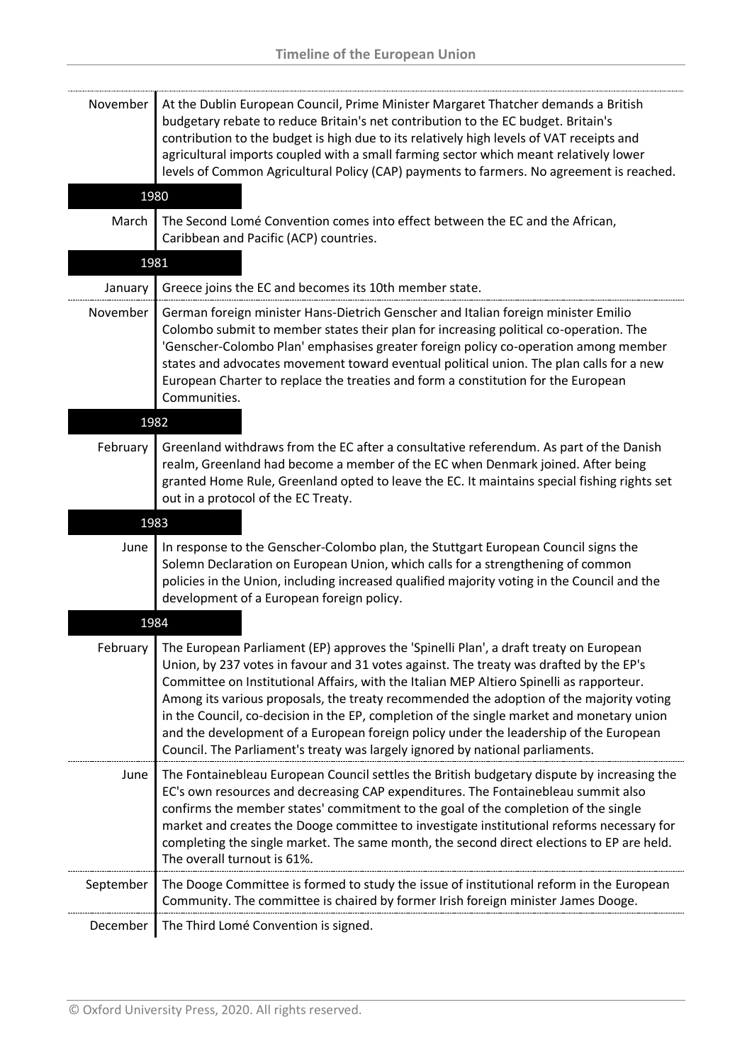| | |
|---|---|
| November | At the Dublin European Council, Prime Minister Margaret Thatcher demands a British budgetary rebate to reduce Britain's net contribution to the EC budget. Britain's contribution to the budget is high due to its relatively high levels of VAT receipts and agricultural imports coupled with a small farming sector which meant relatively lower levels of Common Agricultural Policy (CAP) payments to farmers. No agreement is reached. |
| **1980** | |
| March | The Second Lomé Convention comes into effect between the EC and the African, Caribbean and Pacific (ACP) countries. |
| **1981** | |
| January | Greece joins the EC and becomes its 10th member state. |
| November | German foreign minister Hans-Dietrich Genscher and Italian foreign minister Emilio Colombo submit to member states their plan for increasing political co-operation. The 'Genscher-Colombo Plan' emphasises greater foreign policy co-operation among member states and advocates movement toward eventual political union. The plan calls for a new European Charter to replace the treaties and form a constitution for the European Communities. |
| **1982** | |
| February | Greenland withdraws from the EC after a consultative referendum. As part of the Danish realm, Greenland had become a member of the EC when Denmark joined. After being granted Home Rule, Greenland opted to leave the EC. It maintains special fishing rights set out in a protocol of the EC Treaty. |
| **1983** | |
| June | In response to the Genscher-Colombo plan, the Stuttgart European Council signs the Solemn Declaration on European Union, which calls for a strengthening of common policies in the Union, including increased qualified majority voting in the Council and the development of a European foreign policy. |
| **1984** | |
| February | The European Parliament (EP) approves the 'Spinelli Plan', a draft treaty on European Union, by 237 votes in favour and 31 votes against. The treaty was drafted by the EP's Committee on Institutional Affairs, with the Italian MEP Altiero Spinelli as rapporteur. Among its various proposals, the treaty recommended the adoption of the majority voting in the Council, co-decision in the EP, completion of the single market and monetary union and the development of a European foreign policy under the leadership of the European Council. The Parliament's treaty was largely ignored by national parliaments. |
| June | The Fontainebleau European Council settles the British budgetary dispute by increasing the EC's own resources and decreasing CAP expenditures. The Fontainebleau summit also confirms the member states' commitment to the goal of the completion of the single market and creates the Dooge committee to investigate institutional reforms necessary for completing the single market. The same month, the second direct elections to EP are held. The overall turnout is 61%. |
| September | The Dooge Committee is formed to study the issue of institutional reform in the European Community. The committee is chaired by former Irish foreign minister James Dooge. |
| December | The Third Lomé Convention is signed. |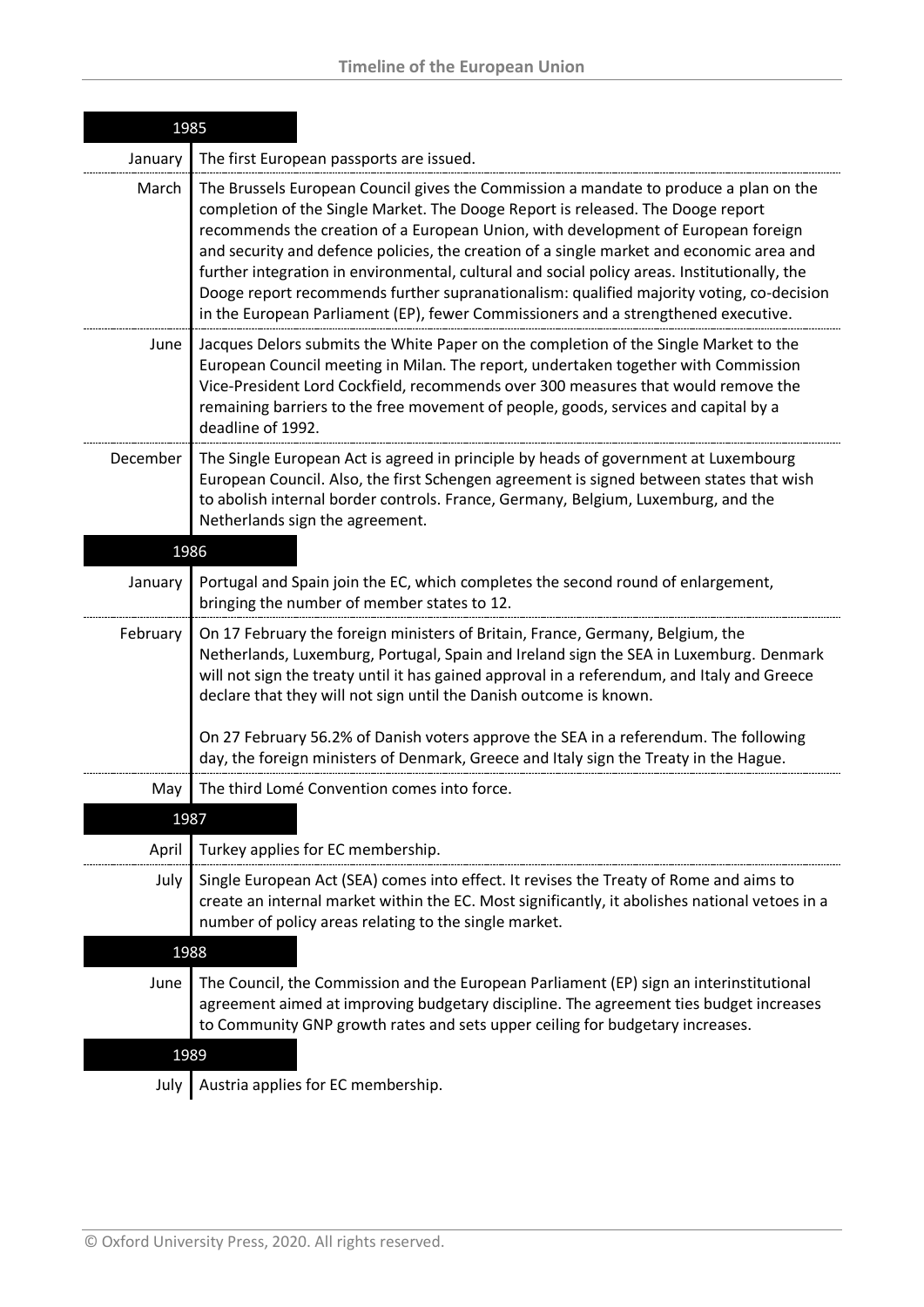## 1985

**January** The first European passports are issued.

**March** The Brussels European Council gives the Commission a mandate to produce a plan on the completion of the Single Market. The Dooge Report is released. The Dooge report recommends the creation of a European Union, with development of European foreign and security and defence policies, the creation of a single market and economic area and further integration in environmental, cultural and social policy areas. Institutionally, the Dooge report recommends further supranationalism: qualified majority voting, co-decision in the European Parliament (EP), fewer Commissioners and a strengthened executive.

**June** Jacques Delors submits the White Paper on the completion of the Single Market to the European Council meeting in Milan. The report, undertaken together with Commission Vice-President Lord Cockfield, recommends over 300 measures that would remove the remaining barriers to the free movement of people, goods, services and capital by a deadline of 1992.

**December** The Single European Act is agreed in principle by heads of government at Luxembourg European Council. Also, the first Schengen agreement is signed between states that wish to abolish internal border controls. France, Germany, Belgium, Luxemburg, and the Netherlands sign the agreement.

## 1986

**January** Portugal and Spain join the EC, which completes the second round of enlargement, bringing the number of member states to 12.

**February** On 17 February the foreign ministers of Britain, France, Germany, Belgium, the Netherlands, Luxemburg, Portugal, Spain and Ireland sign the SEA in Luxemburg. Denmark will not sign the treaty until it has gained approval in a referendum, and Italy and Greece declare that they will not sign until the Danish outcome is known.

On 27 February 56.2% of Danish voters approve the SEA in a referendum. The following day, the foreign ministers of Denmark, Greece and Italy sign the Treaty in the Hague.

**May** The third Lomé Convention comes into force.

## 1987

**April** Turkey applies for EC membership.

**July** Single European Act (SEA) comes into effect. It revises the Treaty of Rome and aims to create an internal market within the EC. Most significantly, it abolishes national vetoes in a number of policy areas relating to the single market.

## 1988

**June** The Council, the Commission and the European Parliament (EP) sign an interinstitutional agreement aimed at improving budgetary discipline. The agreement ties budget increases to Community GNP growth rates and sets upper ceiling for budgetary increases.

## 1989

**July** Austria applies for EC membership.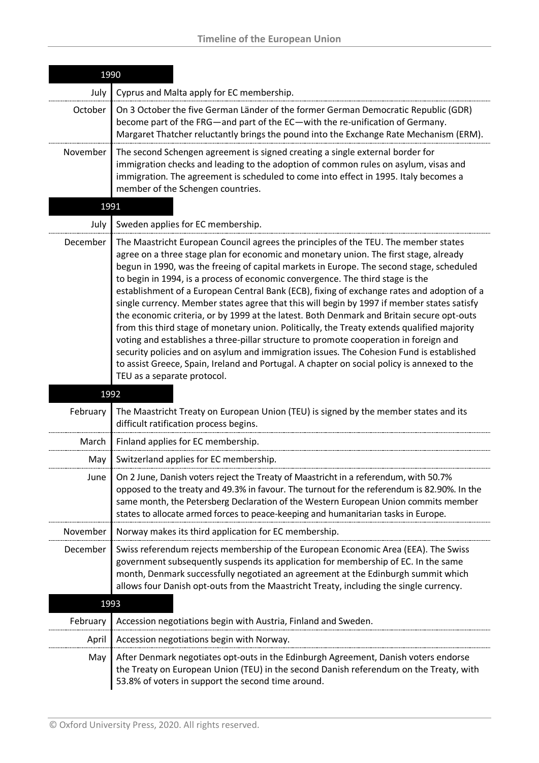## 1990

| | |
|---|---|
| July | Cyprus and Malta apply for EC membership. |
| October | On 3 October the five German Länder of the former German Democratic Republic (GDR) become part of the FRG—and part of the EC—with the re-unification of Germany. Margaret Thatcher reluctantly brings the pound into the Exchange Rate Mechanism (ERM). |
| November | The second Schengen agreement is signed creating a single external border for immigration checks and leading to the adoption of common rules on asylum, visas and immigration. The agreement is scheduled to come into effect in 1995. Italy becomes a member of the Schengen countries. |

## 1991

| | |
|---|---|
| July | Sweden applies for EC membership. |
| December | The Maastricht European Council agrees the principles of the TEU. The member states agree on a three stage plan for economic and monetary union. The first stage, already begun in 1990, was the freeing of capital markets in Europe. The second stage, scheduled to begin in 1994, is a process of economic convergence. The third stage is the establishment of a European Central Bank (ECB), fixing of exchange rates and adoption of a single currency. Member states agree that this will begin by 1997 if member states satisfy the economic criteria, or by 1999 at the latest. Both Denmark and Britain secure opt-outs from this third stage of monetary union. Politically, the Treaty extends qualified majority voting and establishes a three-pillar structure to promote cooperation in foreign and security policies and on asylum and immigration issues. The Cohesion Fund is established to assist Greece, Spain, Ireland and Portugal. A chapter on social policy is annexed to the TEU as a separate protocol. |

## 1992

| | |
|---|---|
| February | The Maastricht Treaty on European Union (TEU) is signed by the member states and its difficult ratification process begins. |
| March | Finland applies for EC membership. |
| May | Switzerland applies for EC membership. |
| June | On 2 June, Danish voters reject the Treaty of Maastricht in a referendum, with 50.7% opposed to the treaty and 49.3% in favour. The turnout for the referendum is 82.90%. In the same month, the Petersberg Declaration of the Western European Union commits member states to allocate armed forces to peace-keeping and humanitarian tasks in Europe. |
| November | Norway makes its third application for EC membership. |
| December | Swiss referendum rejects membership of the European Economic Area (EEA). The Swiss government subsequently suspends its application for membership of EC. In the same month, Denmark successfully negotiated an agreement at the Edinburgh summit which allows four Danish opt-outs from the Maastricht Treaty, including the single currency. |

## 1993

| | |
|---|---|
| February | Accession negotiations begin with Austria, Finland and Sweden. |
| April | Accession negotiations begin with Norway. |
| May | After Denmark negotiates opt-outs in the Edinburgh Agreement, Danish voters endorse the Treaty on European Union (TEU) in the second Danish referendum on the Treaty, with 53.8% of voters in support the second time around. |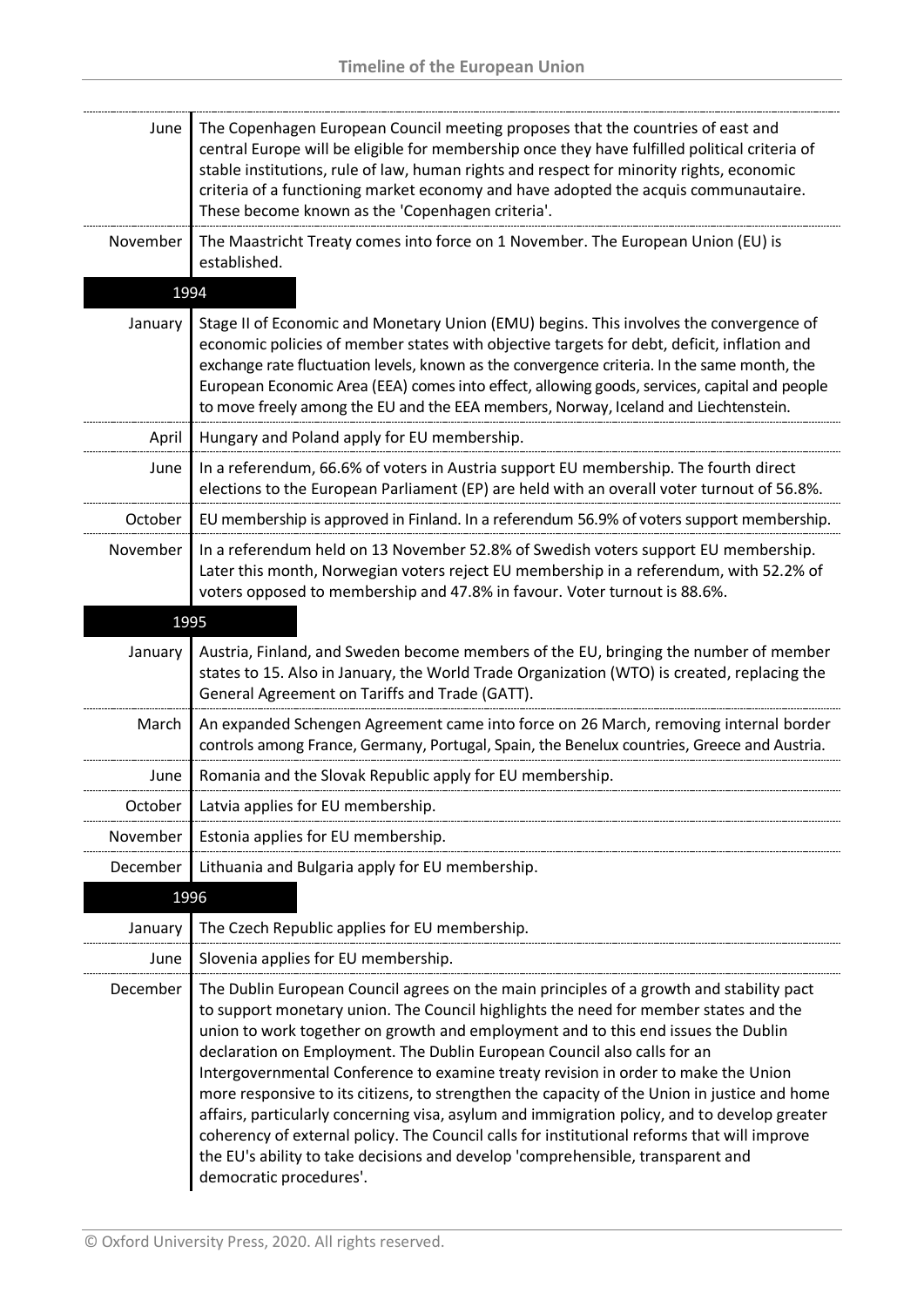| | |
|---|---|
| June | The Copenhagen European Council meeting proposes that the countries of east and central Europe will be eligible for membership once they have fulfilled political criteria of stable institutions, rule of law, human rights and respect for minority rights, economic criteria of a functioning market economy and have adopted the acquis communautaire. These become known as the 'Copenhagen criteria'. |
| November | The Maastricht Treaty comes into force on 1 November. The European Union (EU) is established. |
| **1994** | |
| January | Stage II of Economic and Monetary Union (EMU) begins. This involves the convergence of economic policies of member states with objective targets for debt, deficit, inflation and exchange rate fluctuation levels, known as the convergence criteria. In the same month, the European Economic Area (EEA) comes into effect, allowing goods, services, capital and people to move freely among the EU and the EEA members, Norway, Iceland and Liechtenstein. |
| April | Hungary and Poland apply for EU membership. |
| June | In a referendum, 66.6% of voters in Austria support EU membership. The fourth direct elections to the European Parliament (EP) are held with an overall voter turnout of 56.8%. |
| October | EU membership is approved in Finland. In a referendum 56.9% of voters support membership. |
| November | In a referendum held on 13 November 52.8% of Swedish voters support EU membership. Later this month, Norwegian voters reject EU membership in a referendum, with 52.2% of voters opposed to membership and 47.8% in favour. Voter turnout is 88.6%. |
| **1995** | |
| January | Austria, Finland, and Sweden become members of the EU, bringing the number of member states to 15. Also in January, the World Trade Organization (WTO) is created, replacing the General Agreement on Tariffs and Trade (GATT). |
| March | An expanded Schengen Agreement came into force on 26 March, removing internal border controls among France, Germany, Portugal, Spain, the Benelux countries, Greece and Austria. |
| June | Romania and the Slovak Republic apply for EU membership. |
| October | Latvia applies for EU membership. |
| November | Estonia applies for EU membership. |
| December | Lithuania and Bulgaria apply for EU membership. |
| **1996** | |
| January | The Czech Republic applies for EU membership. |
| June | Slovenia applies for EU membership. |
| December | The Dublin European Council agrees on the main principles of a growth and stability pact to support monetary union. The Council highlights the need for member states and the union to work together on growth and employment and to this end issues the Dublin declaration on Employment. The Dublin European Council also calls for an Intergovernmental Conference to examine treaty revision in order to make the Union more responsive to its citizens, to strengthen the capacity of the Union in justice and home affairs, particularly concerning visa, asylum and immigration policy, and to develop greater coherency of external policy. The Council calls for institutional reforms that will improve the EU's ability to take decisions and develop 'comprehensible, transparent and democratic procedures'. |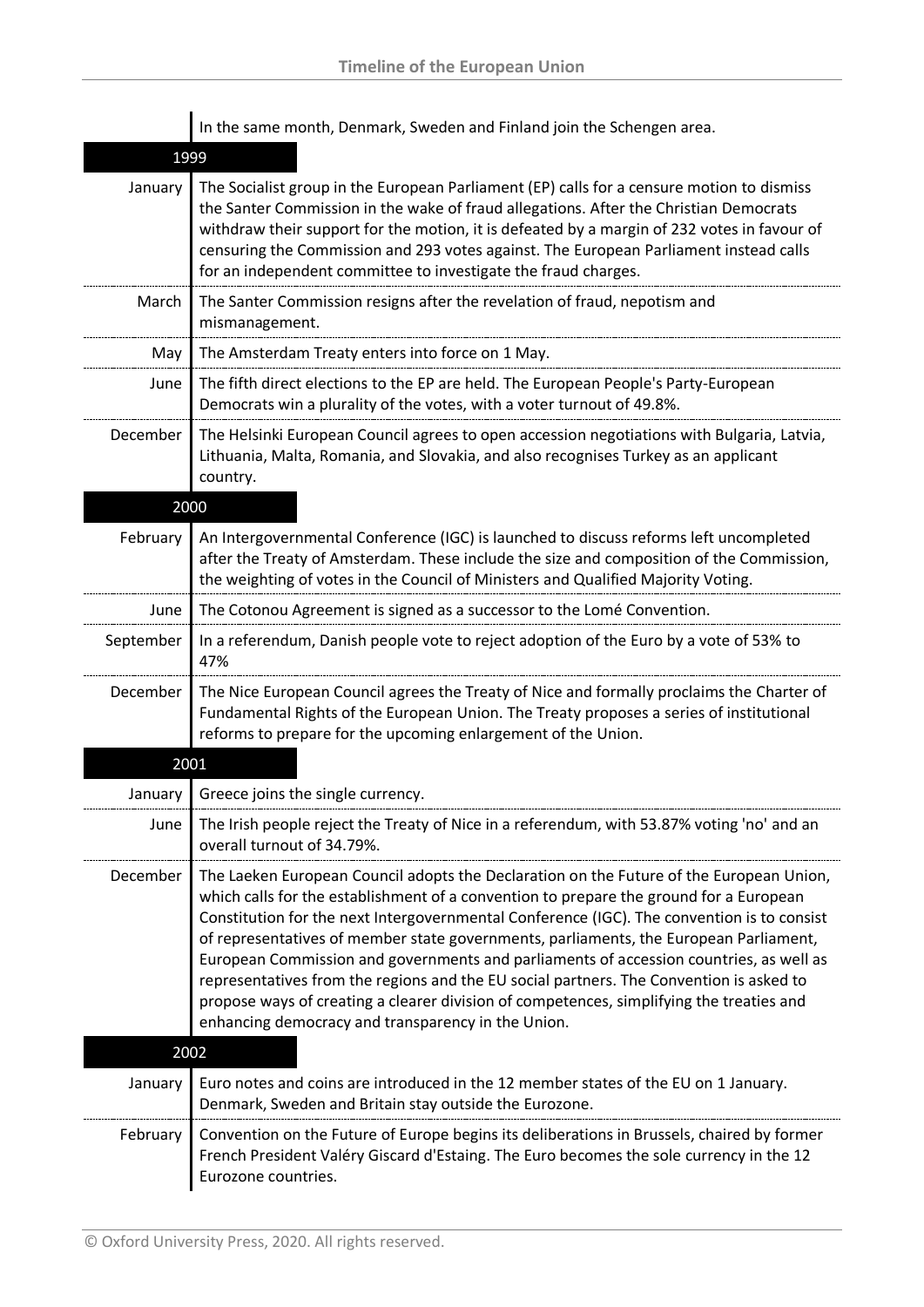| | |
|---|---|
| | In the same month, Denmark, Sweden and Finland join the Schengen area. |
| **1999** | |
| January | The Socialist group in the European Parliament (EP) calls for a censure motion to dismiss the Santer Commission in the wake of fraud allegations. After the Christian Democrats withdraw their support for the motion, it is defeated by a margin of 232 votes in favour of censuring the Commission and 293 votes against. The European Parliament instead calls for an independent committee to investigate the fraud charges. |
| March | The Santer Commission resigns after the revelation of fraud, nepotism and mismanagement. |
| May | The Amsterdam Treaty enters into force on 1 May. |
| June | The fifth direct elections to the EP are held. The European People's Party-European Democrats win a plurality of the votes, with a voter turnout of 49.8%. |
| December | The Helsinki European Council agrees to open accession negotiations with Bulgaria, Latvia, Lithuania, Malta, Romania, and Slovakia, and also recognises Turkey as an applicant country. |
| **2000** | |
| February | An Intergovernmental Conference (IGC) is launched to discuss reforms left uncompleted after the Treaty of Amsterdam. These include the size and composition of the Commission, the weighting of votes in the Council of Ministers and Qualified Majority Voting. |
| June | The Cotonou Agreement is signed as a successor to the Lomé Convention. |
| September | In a referendum, Danish people vote to reject adoption of the Euro by a vote of 53% to 47% |
| December | The Nice European Council agrees the Treaty of Nice and formally proclaims the Charter of Fundamental Rights of the European Union. The Treaty proposes a series of institutional reforms to prepare for the upcoming enlargement of the Union. |
| **2001** | |
| January | Greece joins the single currency. |
| June | The Irish people reject the Treaty of Nice in a referendum, with 53.87% voting 'no' and an overall turnout of 34.79%. |
| December | The Laeken European Council adopts the Declaration on the Future of the European Union, which calls for the establishment of a convention to prepare the ground for a European Constitution for the next Intergovernmental Conference (IGC). The convention is to consist of representatives of member state governments, parliaments, the European Parliament, European Commission and governments and parliaments of accession countries, as well as representatives from the regions and the EU social partners. The Convention is asked to propose ways of creating a clearer division of competences, simplifying the treaties and enhancing democracy and transparency in the Union. |
| **2002** | |
| January | Euro notes and coins are introduced in the 12 member states of the EU on 1 January. Denmark, Sweden and Britain stay outside the Eurozone. |
| February | Convention on the Future of Europe begins its deliberations in Brussels, chaired by former French President Valéry Giscard d'Estaing. The Euro becomes the sole currency in the 12 Eurozone countries. |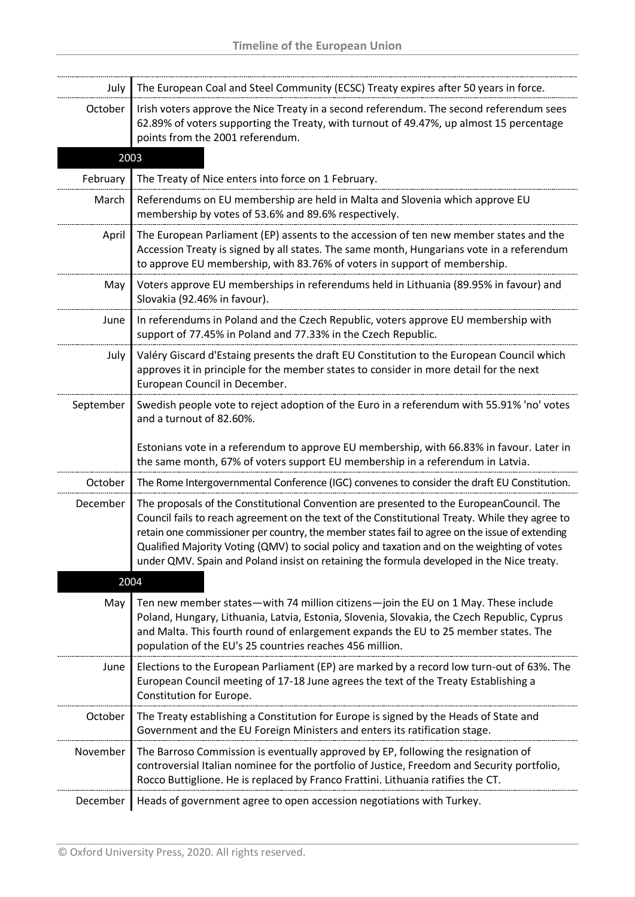| | |
|---|---|
| July | The European Coal and Steel Community (ECSC) Treaty expires after 50 years in force. |
| October | Irish voters approve the Nice Treaty in a second referendum. The second referendum sees 62.89% of voters supporting the Treaty, with turnout of 49.47%, up almost 15 percentage points from the 2001 referendum. |
| **2003** | |
| February | The Treaty of Nice enters into force on 1 February. |
| March | Referendums on EU membership are held in Malta and Slovenia which approve EU membership by votes of 53.6% and 89.6% respectively. |
| April | The European Parliament (EP) assents to the accession of ten new member states and the Accession Treaty is signed by all states. The same month, Hungarians vote in a referendum to approve EU membership, with 83.76% of voters in support of membership. |
| May | Voters approve EU memberships in referendums held in Lithuania (89.95% in favour) and Slovakia (92.46% in favour). |
| June | In referendums in Poland and the Czech Republic, voters approve EU membership with support of 77.45% in Poland and 77.33% in the Czech Republic. |
| July | Valéry Giscard d'Estaing presents the draft EU Constitution to the European Council which approves it in principle for the member states to consider in more detail for the next European Council in December. |
| September | Swedish people vote to reject adoption of the Euro in a referendum with 55.91% 'no' votes and a turnout of 82.60%.<br><br>Estonians vote in a referendum to approve EU membership, with 66.83% in favour. Later in the same month, 67% of voters support EU membership in a referendum in Latvia. |
| October | The Rome Intergovernmental Conference (IGC) convenes to consider the draft EU Constitution. |
| December | The proposals of the Constitutional Convention are presented to the EuropeanCouncil. The Council fails to reach agreement on the text of the Constitutional Treaty. While they agree to retain one commissioner per country, the member states fail to agree on the issue of extending Qualified Majority Voting (QMV) to social policy and taxation and on the weighting of votes under QMV. Spain and Poland insist on retaining the formula developed in the Nice treaty. |
| **2004** | |
| May | Ten new member states—with 74 million citizens—join the EU on 1 May. These include Poland, Hungary, Lithuania, Latvia, Estonia, Slovenia, Slovakia, the Czech Republic, Cyprus and Malta. This fourth round of enlargement expands the EU to 25 member states. The population of the EU's 25 countries reaches 456 million. |
| June | Elections to the European Parliament (EP) are marked by a record low turn-out of 63%. The European Council meeting of 17-18 June agrees the text of the Treaty Establishing a Constitution for Europe. |
| October | The Treaty establishing a Constitution for Europe is signed by the Heads of State and Government and the EU Foreign Ministers and enters its ratification stage. |
| November | The Barroso Commission is eventually approved by EP, following the resignation of controversial Italian nominee for the portfolio of Justice, Freedom and Security portfolio, Rocco Buttiglione. He is replaced by Franco Frattini. Lithuania ratifies the CT. |
| December | Heads of government agree to open accession negotiations with Turkey. |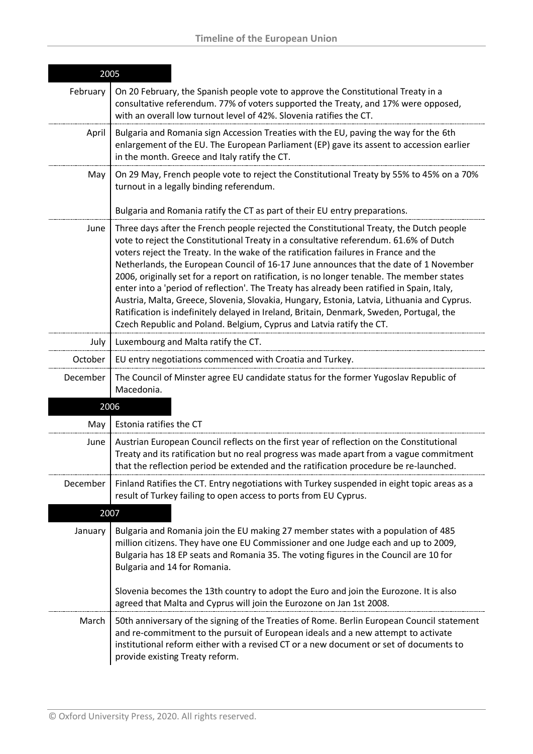## 2005

| | |
|---|---|
| February | On 20 February, the Spanish people vote to approve the Constitutional Treaty in a consultative referendum. 77% of voters supported the Treaty, and 17% were opposed, with an overall low turnout level of 42%. Slovenia ratifies the CT. |
| April | Bulgaria and Romania sign Accession Treaties with the EU, paving the way for the 6th enlargement of the EU. The European Parliament (EP) gave its assent to accession earlier in the month. Greece and Italy ratify the CT. |
| May | On 29 May, French people vote to reject the Constitutional Treaty by 55% to 45% on a 70% turnout in a legally binding referendum.<br><br>Bulgaria and Romania ratify the CT as part of their EU entry preparations. |
| June | Three days after the French people rejected the Constitutional Treaty, the Dutch people vote to reject the Constitutional Treaty in a consultative referendum. 61.6% of Dutch voters reject the Treaty. In the wake of the ratification failures in France and the Netherlands, the European Council of 16-17 June announces that the date of 1 November 2006, originally set for a report on ratification, is no longer tenable. The member states enter into a 'period of reflection'. The Treaty has already been ratified in Spain, Italy, Austria, Malta, Greece, Slovenia, Slovakia, Hungary, Estonia, Latvia, Lithuania and Cyprus. Ratification is indefinitely delayed in Ireland, Britain, Denmark, Sweden, Portugal, the Czech Republic and Poland. Belgium, Cyprus and Latvia ratify the CT. |
| July | Luxembourg and Malta ratify the CT. |
| October | EU entry negotiations commenced with Croatia and Turkey. |
| December | The Council of Minster agree EU candidate status for the former Yugoslav Republic of Macedonia. |

## 2006

| | |
|---|---|
| May | Estonia ratifies the CT |
| June | Austrian European Council reflects on the first year of reflection on the Constitutional Treaty and its ratification but no real progress was made apart from a vague commitment that the reflection period be extended and the ratification procedure be re-launched. |
| December | Finland Ratifies the CT. Entry negotiations with Turkey suspended in eight topic areas as a result of Turkey failing to open access to ports from EU Cyprus. |

## 2007

| | |
|---|---|
| January | Bulgaria and Romania join the EU making 27 member states with a population of 485 million citizens. They have one EU Commissioner and one Judge each and up to 2009, Bulgaria has 18 EP seats and Romania 35. The voting figures in the Council are 10 for Bulgaria and 14 for Romania.<br><br>Slovenia becomes the 13th country to adopt the Euro and join the Eurozone. It is also agreed that Malta and Cyprus will join the Eurozone on Jan 1st 2008. |
| March | 50th anniversary of the signing of the Treaties of Rome. Berlin European Council statement and re-commitment to the pursuit of European ideals and a new attempt to activate institutional reform either with a revised CT or a new document or set of documents to provide existing Treaty reform. |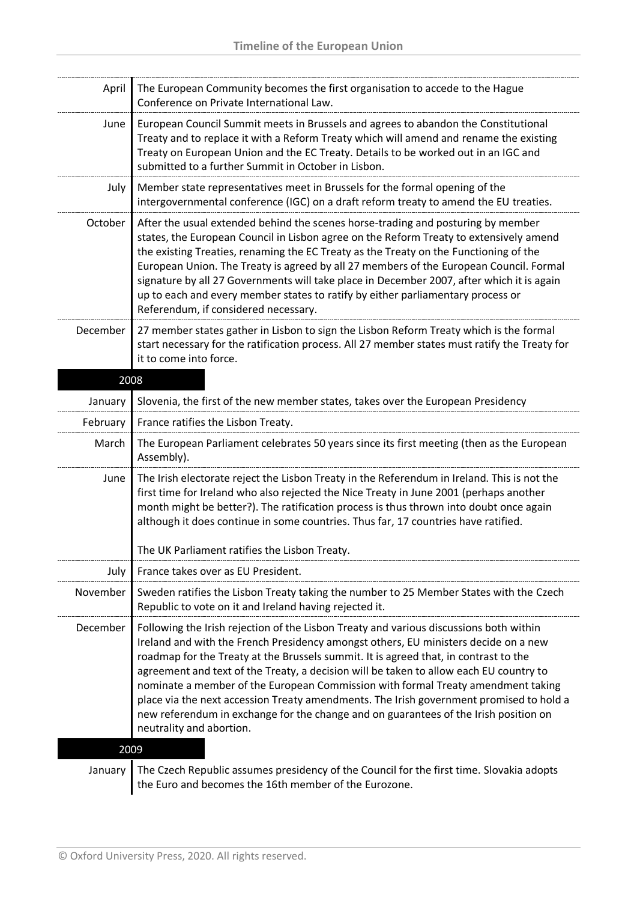| | |
|---|---|
| April | The European Community becomes the first organisation to accede to the Hague Conference on Private International Law. |
| June | European Council Summit meets in Brussels and agrees to abandon the Constitutional Treaty and to replace it with a Reform Treaty which will amend and rename the existing Treaty on European Union and the EC Treaty. Details to be worked out in an IGC and submitted to a further Summit in October in Lisbon. |
| July | Member state representatives meet in Brussels for the formal opening of the intergovernmental conference (IGC) on a draft reform treaty to amend the EU treaties. |
| October | After the usual extended behind the scenes horse-trading and posturing by member states, the European Council in Lisbon agree on the Reform Treaty to extensively amend the existing Treaties, renaming the EC Treaty as the Treaty on the Functioning of the European Union. The Treaty is agreed by all 27 members of the European Council. Formal signature by all 27 Governments will take place in December 2007, after which it is again up to each and every member states to ratify by either parliamentary process or Referendum, if considered necessary. |
| December | 27 member states gather in Lisbon to sign the Lisbon Reform Treaty which is the formal start necessary for the ratification process. All 27 member states must ratify the Treaty for it to come into force. |
| **2008** | |
| January | Slovenia, the first of the new member states, takes over the European Presidency |
| February | France ratifies the Lisbon Treaty. |
| March | The European Parliament celebrates 50 years since its first meeting (then as the European Assembly). |
| June | The Irish electorate reject the Lisbon Treaty in the Referendum in Ireland. This is not the first time for Ireland who also rejected the Nice Treaty in June 2001 (perhaps another month might be better?). The ratification process is thus thrown into doubt once again although it does continue in some countries. Thus far, 17 countries have ratified.<br><br>The UK Parliament ratifies the Lisbon Treaty. |
| July | France takes over as EU President. |
| November | Sweden ratifies the Lisbon Treaty taking the number to 25 Member States with the Czech Republic to vote on it and Ireland having rejected it. |
| December | Following the Irish rejection of the Lisbon Treaty and various discussions both within Ireland and with the French Presidency amongst others, EU ministers decide on a new roadmap for the Treaty at the Brussels summit. It is agreed that, in contrast to the agreement and text of the Treaty, a decision will be taken to allow each EU country to nominate a member of the European Commission with formal Treaty amendment taking place via the next accession Treaty amendments. The Irish government promised to hold a new referendum in exchange for the change and on guarantees of the Irish position on neutrality and abortion. |
| **2009** | |
| January | The Czech Republic assumes presidency of the Council for the first time. Slovakia adopts the Euro and becomes the 16th member of the Eurozone. |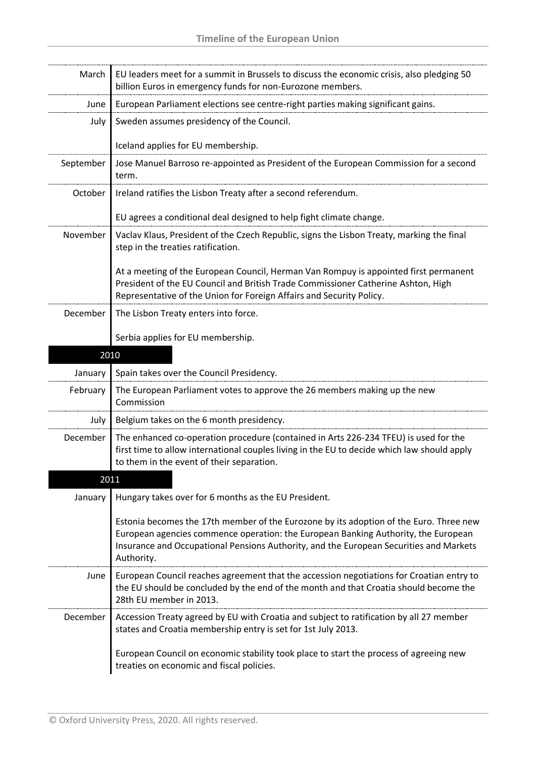| | |
|---|---|
| March | EU leaders meet for a summit in Brussels to discuss the economic crisis, also pledging 50 billion Euros in emergency funds for non-Eurozone members. |
| June | European Parliament elections see centre-right parties making significant gains. |
| July | Sweden assumes presidency of the Council.<br><br>Iceland applies for EU membership. |
| September | Jose Manuel Barroso re-appointed as President of the European Commission for a second term. |
| October | Ireland ratifies the Lisbon Treaty after a second referendum.<br><br>EU agrees a conditional deal designed to help fight climate change. |
| November | Vaclav Klaus, President of the Czech Republic, signs the Lisbon Treaty, marking the final step in the treaties ratification.<br><br>At a meeting of the European Council, Herman Van Rompuy is appointed first permanent President of the EU Council and British Trade Commissioner Catherine Ashton, High Representative of the Union for Foreign Affairs and Security Policy. |
| December | The Lisbon Treaty enters into force.<br><br>Serbia applies for EU membership. |
| **2010** | |
| January | Spain takes over the Council Presidency. |
| February | The European Parliament votes to approve the 26 members making up the new Commission |
| July | Belgium takes on the 6 month presidency. |
| December | The enhanced co-operation procedure (contained in Arts 226-234 TFEU) is used for the first time to allow international couples living in the EU to decide which law should apply to them in the event of their separation. |
| **2011** | |
| January | Hungary takes over for 6 months as the EU President.<br><br>Estonia becomes the 17th member of the Eurozone by its adoption of the Euro. Three new European agencies commence operation: the European Banking Authority, the European Insurance and Occupational Pensions Authority, and the European Securities and Markets Authority. |
| June | European Council reaches agreement that the accession negotiations for Croatian entry to the EU should be concluded by the end of the month and that Croatia should become the 28th EU member in 2013. |
| December | Accession Treaty agreed by EU with Croatia and subject to ratification by all 27 member states and Croatia membership entry is set for 1st July 2013.<br><br>European Council on economic stability took place to start the process of agreeing new treaties on economic and fiscal policies. |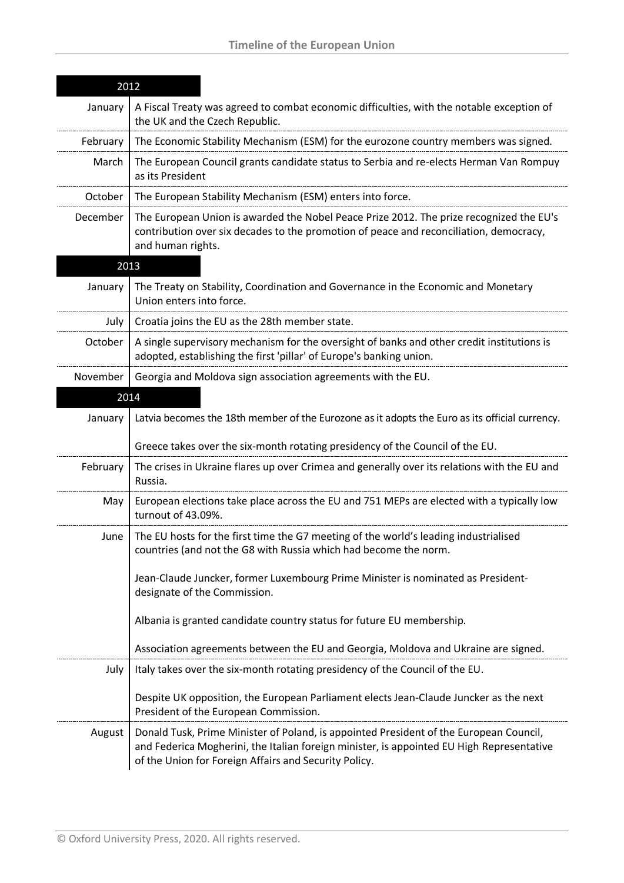## 2012

| | |
|---|---|
| January | A Fiscal Treaty was agreed to combat economic difficulties, with the notable exception of the UK and the Czech Republic. |
| February | The Economic Stability Mechanism (ESM) for the eurozone country members was signed. |
| March | The European Council grants candidate status to Serbia and re-elects Herman Van Rompuy as its President |
| October | The European Stability Mechanism (ESM) enters into force. |
| December | The European Union is awarded the Nobel Peace Prize 2012. The prize recognized the EU's contribution over six decades to the promotion of peace and reconciliation, democracy, and human rights. |

## 2013

| | |
|---|---|
| January | The Treaty on Stability, Coordination and Governance in the Economic and Monetary Union enters into force. |
| July | Croatia joins the EU as the 28th member state. |
| October | A single supervisory mechanism for the oversight of banks and other credit institutions is adopted, establishing the first 'pillar' of Europe's banking union. |
| November | Georgia and Moldova sign association agreements with the EU. |

## 2014

| | |
|---|---|
| January | Latvia becomes the 18th member of the Eurozone as it adopts the Euro as its official currency.<br><br>Greece takes over the six-month rotating presidency of the Council of the EU. |
| February | The crises in Ukraine flares up over Crimea and generally over its relations with the EU and Russia. |
| May | European elections take place across the EU and 751 MEPs are elected with a typically low turnout of 43.09%. |
| June | The EU hosts for the first time the G7 meeting of the world's leading industrialised countries (and not the G8 with Russia which had become the norm.<br><br>Jean-Claude Juncker, former Luxembourg Prime Minister is nominated as President-designate of the Commission.<br><br>Albania is granted candidate country status for future EU membership.<br><br>Association agreements between the EU and Georgia, Moldova and Ukraine are signed. |
| July | Italy takes over the six-month rotating presidency of the Council of the EU.<br><br>Despite UK opposition, the European Parliament elects Jean-Claude Juncker as the next President of the European Commission. |
| August | Donald Tusk, Prime Minister of Poland, is appointed President of the European Council, and Federica Mogherini, the Italian foreign minister, is appointed EU High Representative of the Union for Foreign Affairs and Security Policy. |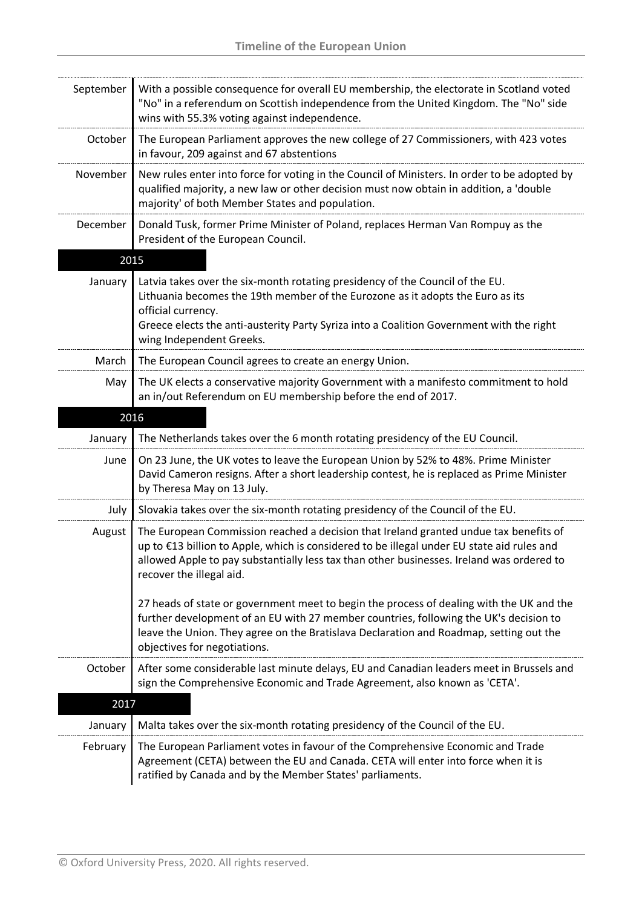| | |
|---|---|
| September | With a possible consequence for overall EU membership, the electorate in Scotland voted "No" in a referendum on Scottish independence from the United Kingdom. The "No" side wins with 55.3% voting against independence. |
| October | The European Parliament approves the new college of 27 Commissioners, with 423 votes in favour, 209 against and 67 abstentions |
| November | New rules enter into force for voting in the Council of Ministers. In order to be adopted by qualified majority, a new law or other decision must now obtain in addition, a 'double majority' of both Member States and population. |
| December | Donald Tusk, former Prime Minister of Poland, replaces Herman Van Rompuy as the President of the European Council. |
| **2015** | |
| January | Latvia takes over the six-month rotating presidency of the Council of the EU.<br>Lithuania becomes the 19th member of the Eurozone as it adopts the Euro as its official currency.<br>Greece elects the anti-austerity Party Syriza into a Coalition Government with the right wing Independent Greeks. |
| March | The European Council agrees to create an energy Union. |
| May | The UK elects a conservative majority Government with a manifesto commitment to hold an in/out Referendum on EU membership before the end of 2017. |
| **2016** | |
| January | The Netherlands takes over the 6 month rotating presidency of the EU Council. |
| June | On 23 June, the UK votes to leave the European Union by 52% to 48%. Prime Minister David Cameron resigns. After a short leadership contest, he is replaced as Prime Minister by Theresa May on 13 July. |
| July | Slovakia takes over the six-month rotating presidency of the Council of the EU. |
| August | The European Commission reached a decision that Ireland granted undue tax benefits of up to €13 billion to Apple, which is considered to be illegal under EU state aid rules and allowed Apple to pay substantially less tax than other businesses. Ireland was ordered to recover the illegal aid.<br><br>27 heads of state or government meet to begin the process of dealing with the UK and the further development of an EU with 27 member countries, following the UK's decision to leave the Union. They agree on the Bratislava Declaration and Roadmap, setting out the objectives for negotiations. |
| October | After some considerable last minute delays, EU and Canadian leaders meet in Brussels and sign the Comprehensive Economic and Trade Agreement, also known as 'CETA'. |
| **2017** | |
| January | Malta takes over the six-month rotating presidency of the Council of the EU. |
| February | The European Parliament votes in favour of the Comprehensive Economic and Trade Agreement (CETA) between the EU and Canada. CETA will enter into force when it is ratified by Canada and by the Member States' parliaments. |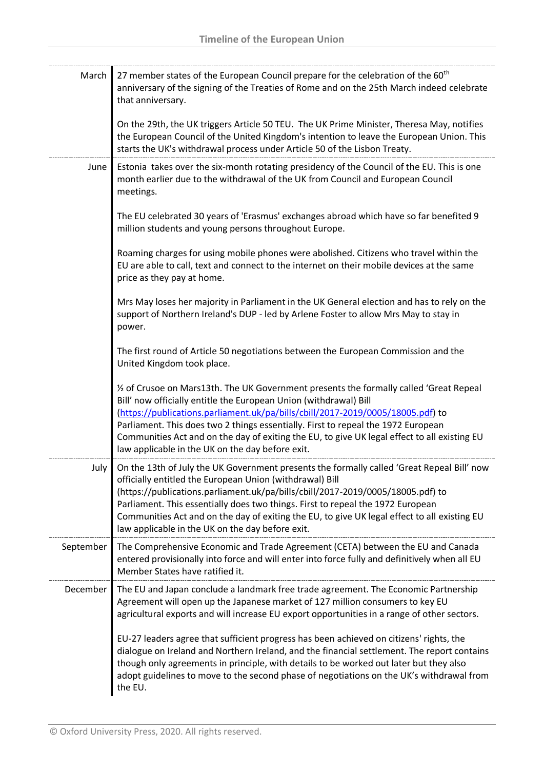| | |
|---|---|
| March | 27 member states of the European Council prepare for the celebration of the 60th anniversary of the signing of the Treaties of Rome and on the 25th March indeed celebrate that anniversary.<br><br>On the 29th, the UK triggers Article 50 TEU. The UK Prime Minister, Theresa May, notifies the European Council of the United Kingdom's intention to leave the European Union. This starts the UK's withdrawal process under Article 50 of the Lisbon Treaty. |
| June | Estonia takes over the six-month rotating presidency of the Council of the EU. This is one month earlier due to the withdrawal of the UK from Council and European Council meetings.<br><br>The EU celebrated 30 years of 'Erasmus' exchanges abroad which have so far benefited 9 million students and young persons throughout Europe.<br><br>Roaming charges for using mobile phones were abolished. Citizens who travel within the EU are able to call, text and connect to the internet on their mobile devices at the same price as they pay at home.<br><br>Mrs May loses her majority in Parliament in the UK General election and has to rely on the support of Northern Ireland's DUP - led by Arlene Foster to allow Mrs May to stay in power.<br><br>The first round of Article 50 negotiations between the European Commission and the United Kingdom took place.<br><br>½ of Crusoe on Mars13th. The UK Government presents the formally called 'Great Repeal Bill' now officially entitle the European Union (withdrawal) Bill ([https://publications.parliament.uk/pa/bills/cbill/2017-2019/0005/18005.pdf](https://publications.parliament.uk/pa/bills/cbill/2017-2019/0005/18005.pdf)) to Parliament. This does two 2 things essentially. First to repeal the 1972 European Communities Act and on the day of exiting the EU, to give UK legal effect to all existing EU law applicable in the UK on the day before exit. |
| July | On the 13th of July the UK Government presents the formally called 'Great Repeal Bill' now officially entitled the European Union (withdrawal) Bill (https://publications.parliament.uk/pa/bills/cbill/2017-2019/0005/18005.pdf) to Parliament. This essentially does two things. First to repeal the 1972 European Communities Act and on the day of exiting the EU, to give UK legal effect to all existing EU law applicable in the UK on the day before exit. |
| September | The Comprehensive Economic and Trade Agreement (CETA) between the EU and Canada entered provisionally into force and will enter into force fully and definitively when all EU Member States have ratified it. |
| December | The EU and Japan conclude a landmark free trade agreement. The Economic Partnership Agreement will open up the Japanese market of 127 million consumers to key EU agricultural exports and will increase EU export opportunities in a range of other sectors.<br><br>EU-27 leaders agree that sufficient progress has been achieved on citizens' rights, the dialogue on Ireland and Northern Ireland, and the financial settlement. The report contains though only agreements in principle, with details to be worked out later but they also adopt guidelines to move to the second phase of negotiations on the UK's withdrawal from the EU. |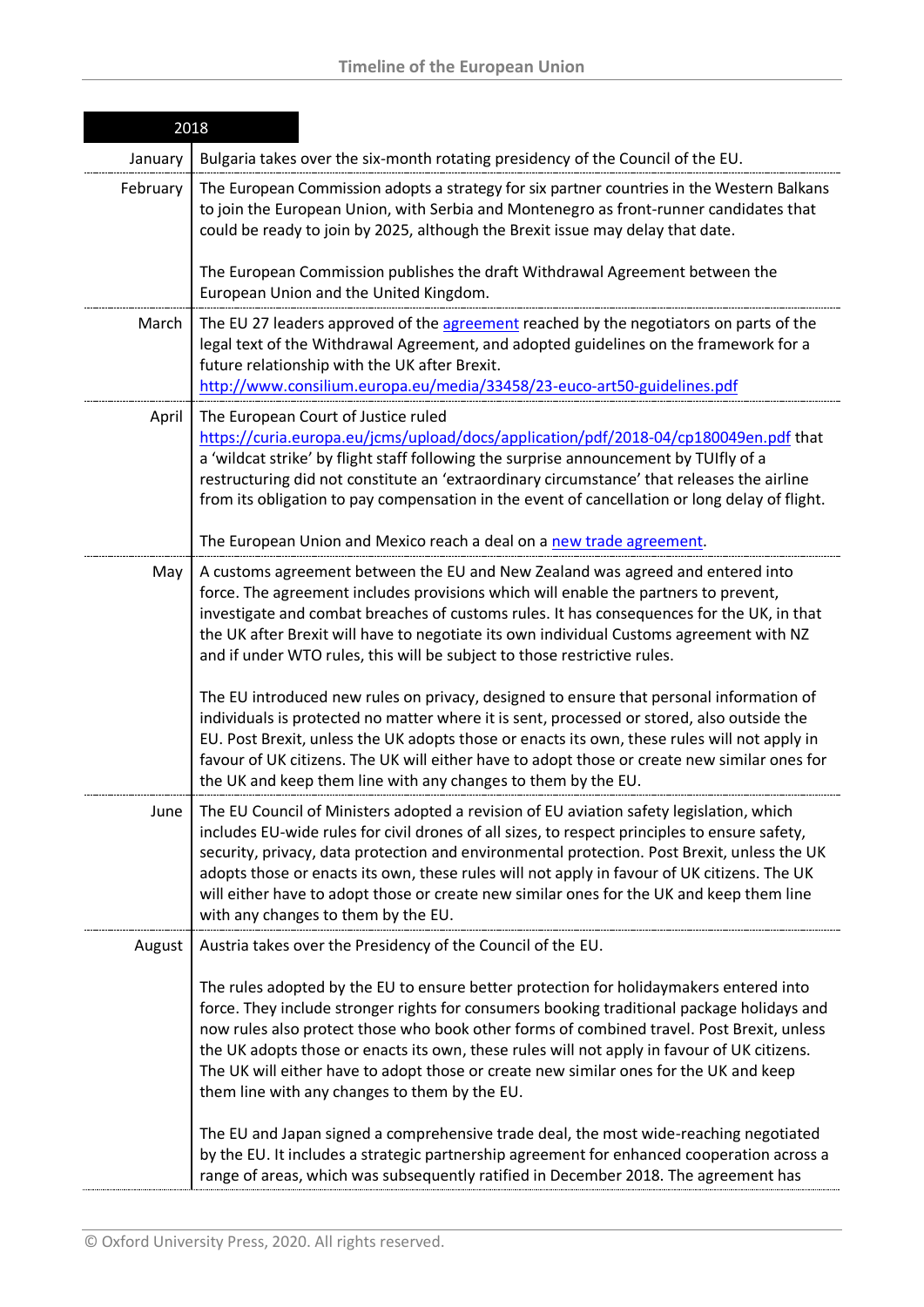| 2018 | |
|---|---|
| January | Bulgaria takes over the six-month rotating presidency of the Council of the EU. |
| February | The European Commission adopts a strategy for six partner countries in the Western Balkans to join the European Union, with Serbia and Montenegro as front-runner candidates that could be ready to join by 2025, although the Brexit issue may delay that date.<br><br>The European Commission publishes the draft Withdrawal Agreement between the European Union and the United Kingdom. |
| March | The EU 27 leaders approved of the agreement reached by the negotiators on parts of the legal text of the Withdrawal Agreement, and adopted guidelines on the framework for a future relationship with the UK after Brexit.<br>http://www.consilium.europa.eu/media/33458/23-euco-art50-guidelines.pdf |
| April | The European Court of Justice ruled https://curia.europa.eu/jcms/upload/docs/application/pdf/2018-04/cp180049en.pdf that a 'wildcat strike' by flight staff following the surprise announcement by TUIfly of a restructuring did not constitute an 'extraordinary circumstance' that releases the airline from its obligation to pay compensation in the event of cancellation or long delay of flight.<br><br>The European Union and Mexico reach a deal on a new trade agreement. |
| May | A customs agreement between the EU and New Zealand was agreed and entered into force. The agreement includes provisions which will enable the partners to prevent, investigate and combat breaches of customs rules. It has consequences for the UK, in that the UK after Brexit will have to negotiate its own individual Customs agreement with NZ and if under WTO rules, this will be subject to those restrictive rules.<br><br>The EU introduced new rules on privacy, designed to ensure that personal information of individuals is protected no matter where it is sent, processed or stored, also outside the EU. Post Brexit, unless the UK adopts those or enacts its own, these rules will not apply in favour of UK citizens. The UK will either have to adopt those or create new similar ones for the UK and keep them line with any changes to them by the EU. |
| June | The EU Council of Ministers adopted a revision of EU aviation safety legislation, which includes EU-wide rules for civil drones of all sizes, to respect principles to ensure safety, security, privacy, data protection and environmental protection. Post Brexit, unless the UK adopts those or enacts its own, these rules will not apply in favour of UK citizens. The UK will either have to adopt those or create new similar ones for the UK and keep them line with any changes to them by the EU. |
| August | Austria takes over the Presidency of the Council of the EU.<br><br>The rules adopted by the EU to ensure better protection for holidaymakers entered into force. They include stronger rights for consumers booking traditional package holidays and now rules also protect those who book other forms of combined travel. Post Brexit, unless the UK adopts those or enacts its own, these rules will not apply in favour of UK citizens. The UK will either have to adopt those or create new similar ones for the UK and keep them line with any changes to them by the EU.<br><br>The EU and Japan signed a comprehensive trade deal, the most wide-reaching negotiated by the EU. It includes a strategic partnership agreement for enhanced cooperation across a range of areas, which was subsequently ratified in December 2018. The agreement has |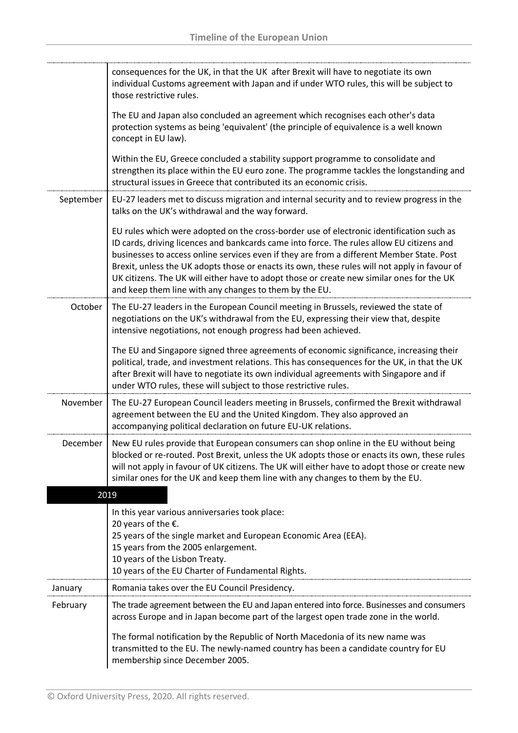| | |
|---|---|
| | consequences for the UK, in that the UK after Brexit will have to negotiate its own individual Customs agreement with Japan and if under WTO rules, this will be subject to those restrictive rules.<br><br>The EU and Japan also concluded an agreement which recognises each other's data protection systems as being 'equivalent' (the principle of equivalence is a well known concept in EU law).<br><br>Within the EU, Greece concluded a stability support programme to consolidate and strengthen its place within the EU euro zone. The programme tackles the longstanding and structural issues in Greece that contributed its an economic crisis. |
| September | EU-27 leaders met to discuss migration and internal security and to review progress in the talks on the UK's withdrawal and the way forward.<br><br>EU rules which were adopted on the cross-border use of electronic identification such as ID cards, driving licences and bankcards came into force. The rules allow EU citizens and businesses to access online services even if they are from a different Member State. Post Brexit, unless the UK adopts those or enacts its own, these rules will not apply in favour of UK citizens. The UK will either have to adopt those or create new similar ones for the UK and keep them line with any changes to them by the EU. |
| October | The EU-27 leaders in the European Council meeting in Brussels, reviewed the state of negotiations on the UK's withdrawal from the EU, expressing their view that, despite intensive negotiations, not enough progress had been achieved.<br><br>The EU and Singapore signed three agreements of economic significance, increasing their political, trade, and investment relations. This has consequences for the UK, in that the UK after Brexit will have to negotiate its own individual agreements with Singapore and if under WTO rules, these will subject to those restrictive rules. |
| November | The EU-27 European Council leaders meeting in Brussels, confirmed the Brexit withdrawal agreement between the EU and the United Kingdom. They also approved an accompanying political declaration on future EU-UK relations. |
| December | New EU rules provide that European consumers can shop online in the EU without being blocked or re-routed. Post Brexit, unless the UK adopts those or enacts its own, these rules will not apply in favour of UK citizens. The UK will either have to adopt those or create new similar ones for the UK and keep them line with any changes to them by the EU. |
| **2019** | |
| | In this year various anniversaries took place:<br>20 years of the €.<br>25 years of the single market and European Economic Area (EEA).<br>15 years from the 2005 enlargement.<br>10 years of the Lisbon Treaty.<br>10 years of the EU Charter of Fundamental Rights. |
| January | Romania takes over the EU Council Presidency. |
| February | The trade agreement between the EU and Japan entered into force. Businesses and consumers across Europe and in Japan become part of the largest open trade zone in the world.<br><br>The formal notification by the Republic of North Macedonia of its new name was transmitted to the EU. The newly-named country has been a candidate country for EU membership since December 2005. |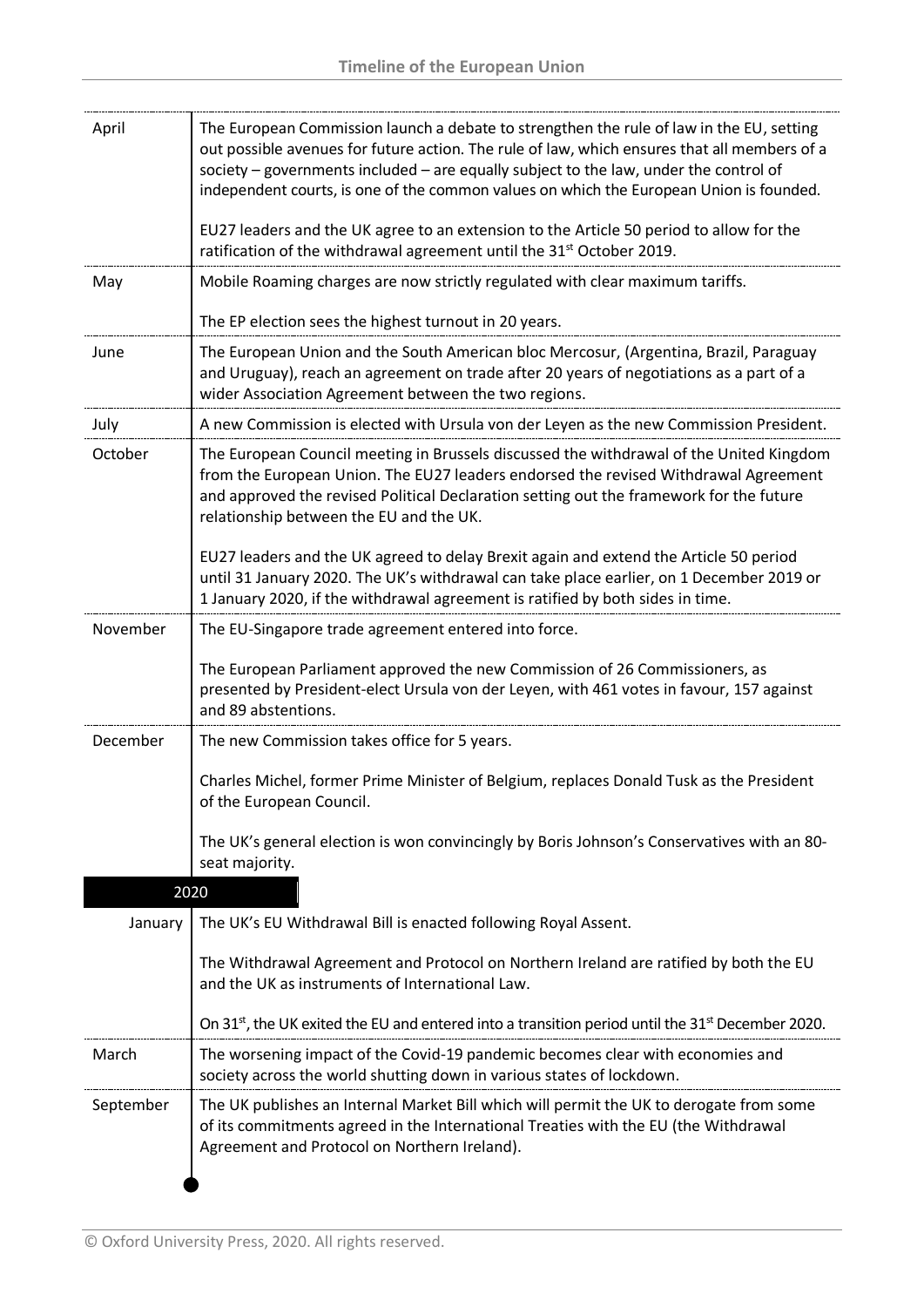| | |
|---|---|
| April | The European Commission launch a debate to strengthen the rule of law in the EU, setting out possible avenues for future action. The rule of law, which ensures that all members of a society – governments included – are equally subject to the law, under the control of independent courts, is one of the common values on which the European Union is founded.<br><br>EU27 leaders and the UK agree to an extension to the Article 50 period to allow for the ratification of the withdrawal agreement until the 31st October 2019. |
| May | Mobile Roaming charges are now strictly regulated with clear maximum tariffs.<br><br>The EP election sees the highest turnout in 20 years. |
| June | The European Union and the South American bloc Mercosur, (Argentina, Brazil, Paraguay and Uruguay), reach an agreement on trade after 20 years of negotiations as a part of a wider Association Agreement between the two regions. |
| July | A new Commission is elected with Ursula von der Leyen as the new Commission President. |
| October | The European Council meeting in Brussels discussed the withdrawal of the United Kingdom from the European Union. The EU27 leaders endorsed the revised Withdrawal Agreement and approved the revised Political Declaration setting out the framework for the future relationship between the EU and the UK.<br><br>EU27 leaders and the UK agreed to delay Brexit again and extend the Article 50 period until 31 January 2020. The UK's withdrawal can take place earlier, on 1 December 2019 or 1 January 2020, if the withdrawal agreement is ratified by both sides in time. |
| November | The EU-Singapore trade agreement entered into force.<br><br>The European Parliament approved the new Commission of 26 Commissioners, as presented by President-elect Ursula von der Leyen, with 461 votes in favour, 157 against and 89 abstentions. |
| December | The new Commission takes office for 5 years.<br><br>Charles Michel, former Prime Minister of Belgium, replaces Donald Tusk as the President of the European Council.<br><br>The UK's general election is won convincingly by Boris Johnson's Conservatives with an 80-seat majority. |
| **2020** | |
| January | The UK's EU Withdrawal Bill is enacted following Royal Assent.<br><br>The Withdrawal Agreement and Protocol on Northern Ireland are ratified by both the EU and the UK as instruments of International Law.<br><br>On 31st, the UK exited the EU and entered into a transition period until the 31st December 2020. |
| March | The worsening impact of the Covid-19 pandemic becomes clear with economies and society across the world shutting down in various states of lockdown. |
| September | The UK publishes an Internal Market Bill which will permit the UK to derogate from some of its commitments agreed in the International Treaties with the EU (the Withdrawal Agreement and Protocol on Northern Ireland). |